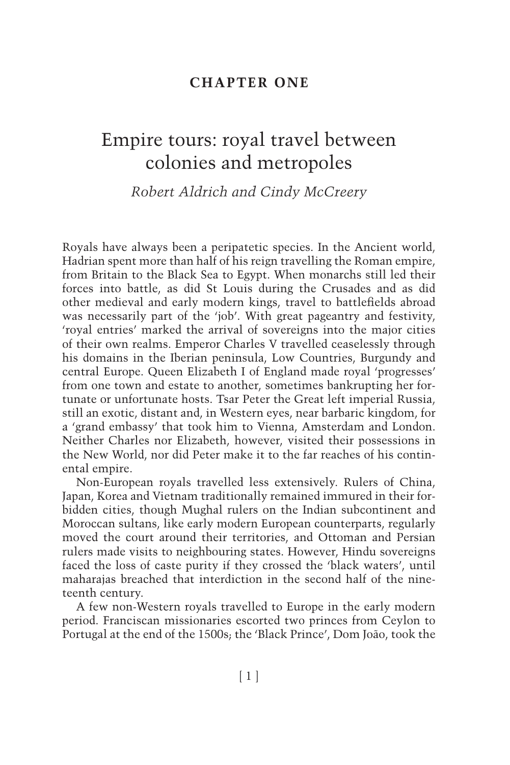## CHAPTER ONE

# Empire tours: royal travel between colonies and metropoles

*Robert Aldrich and Cindy McCreery*

Royals have always been a peripatetic species. In the Ancient world, Hadrian spent more than half of his reign travelling the Roman empire, from Britain to the Black Sea to Egypt. When monarchs still led their forces into battle, as did St Louis during the Crusades and as did other medieval and early modern kings, travel to battlefields abroad was necessarily part of the 'job'. With great pageantry and festivity, 'royal entries' marked the arrival of sovereigns into the major cities of their own realms. Emperor Charles V travelled ceaselessly through his domains in the Iberian peninsula, Low Countries, Burgundy and central Europe. Queen Elizabeth I of England made royal 'progresses' from one town and estate to another, sometimes bankrupting her fortunate or unfortunate hosts. Tsar Peter the Great left imperial Russia, still an exotic, distant and, in Western eyes, near barbaric kingdom, for a 'grand embassy' that took him to Vienna, Amsterdam and London. Neither Charles nor Elizabeth, however, visited their possessions in the New World, nor did Peter make it to the far reaches of his continental empire.

Non-European royals travelled less extensively. Rulers of China, Japan, Korea and Vietnam traditionally remained immured in their forbidden cities, though Mughal rulers on the Indian subcontinent and Moroccan sultans, like early modern European counterparts, regularly moved the court around their territories, and Ottoman and Persian rulers made visits to neighbouring states. However, Hindu sovereigns faced the loss of caste purity if they crossed the 'black waters', until maharajas breached that interdiction in the second half of the nineteenth century.

A few non-Western royals travelled to Europe in the early modern period. Franciscan missionaries escorted two princes from Ceylon to Portugal at the end of the 1500s; the 'Black Prince', Dom João, took the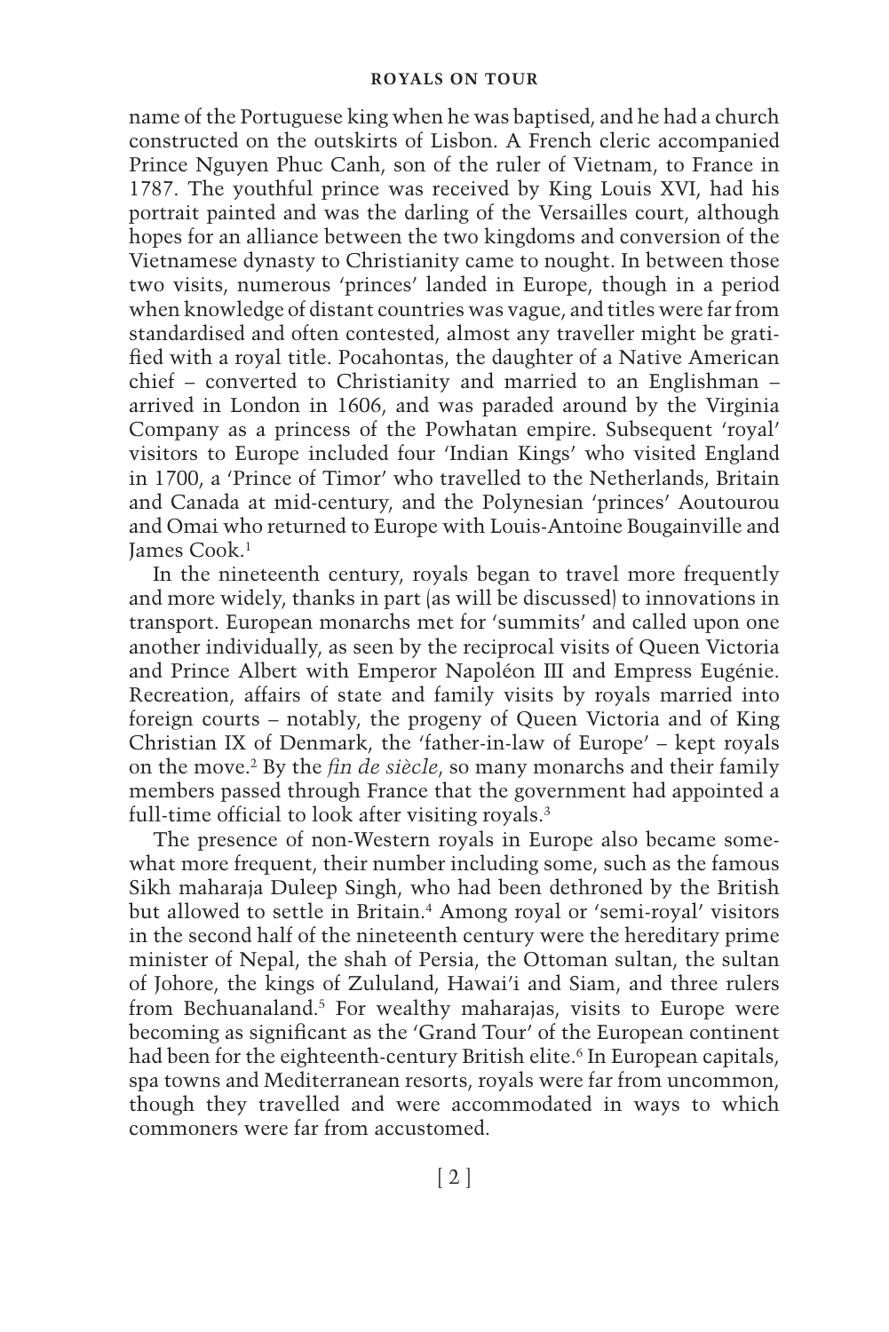name of the Portuguese king when he was baptised, and he had a church constructed on the outskirts of Lisbon. A French cleric accompanied Prince Nguyen Phuc Canh, son of the ruler of Vietnam, to France in 1787. The youthful prince was received by King Louis XVI, had his portrait painted and was the darling of the Versailles court, although hopes for an alliance between the two kingdoms and conversion of the Vietnamese dynasty to Christianity came to nought. In between those two visits, numerous 'princes' landed in Europe, though in a period when knowledge of distant countries was vague, and titles were far from standardised and often contested, almost any traveller might be gratified with a royal title. Pocahontas, the daughter of a Native American chief – converted to Christianity and married to an Englishman – arrived in London in 1606, and was paraded around by the Virginia Company as a princess of the Powhatan empire. Subsequent 'royal' visitors to Europe included four 'Indian Kings' who visited England in 1700, a 'Prince of Timor' who travelled to the Netherlands, Britain and Canada at mid-century, and the Polynesian 'princes' Aoutourou and Omai who returned to Europe with Louis-Antoine Bougainville and James Cook.[1]

In the nineteenth century, royals began to travel more frequently and more widely, thanks in part (as will be discussed) to innovations in transport. European monarchs met for 'summits' and called upon one another individually, as seen by the reciprocal visits of Queen Victoria and Prince Albert with Emperor Napoléon III and Empress Eugénie. Recreation, affairs of state and family visits by royals married into foreign courts – notably, the progeny of Queen Victoria and of King Christian IX of Denmark, the 'father-in-law of Europe' – kept royals on the move.[2] By the *fin de siècle*, so many monarchs and their family members passed through France that the government had appointed a full-time official to look after visiting royals.[3]

The presence of non-Western royals in Europe also became somewhat more frequent, their number including some, such as the famous Sikh maharaja Duleep Singh, who had been dethroned by the British but allowed to settle in Britain.[4] Among royal or 'semi-royal' visitors in the second half of the nineteenth century were the hereditary prime minister of Nepal, the shah of Persia, the Ottoman sultan, the sultan of Johore, the kings of Zululand, Hawai'i and Siam, and three rulers from Bechuanaland.[5] For wealthy maharajas, visits to Europe were becoming as significant as the 'Grand Tour' of the European continent had been for the eighteenth-century British elite.[6] In European capitals, spa towns and Mediterranean resorts, royals were far from uncommon, though they travelled and were accommodated in ways to which commoners were far from accustomed.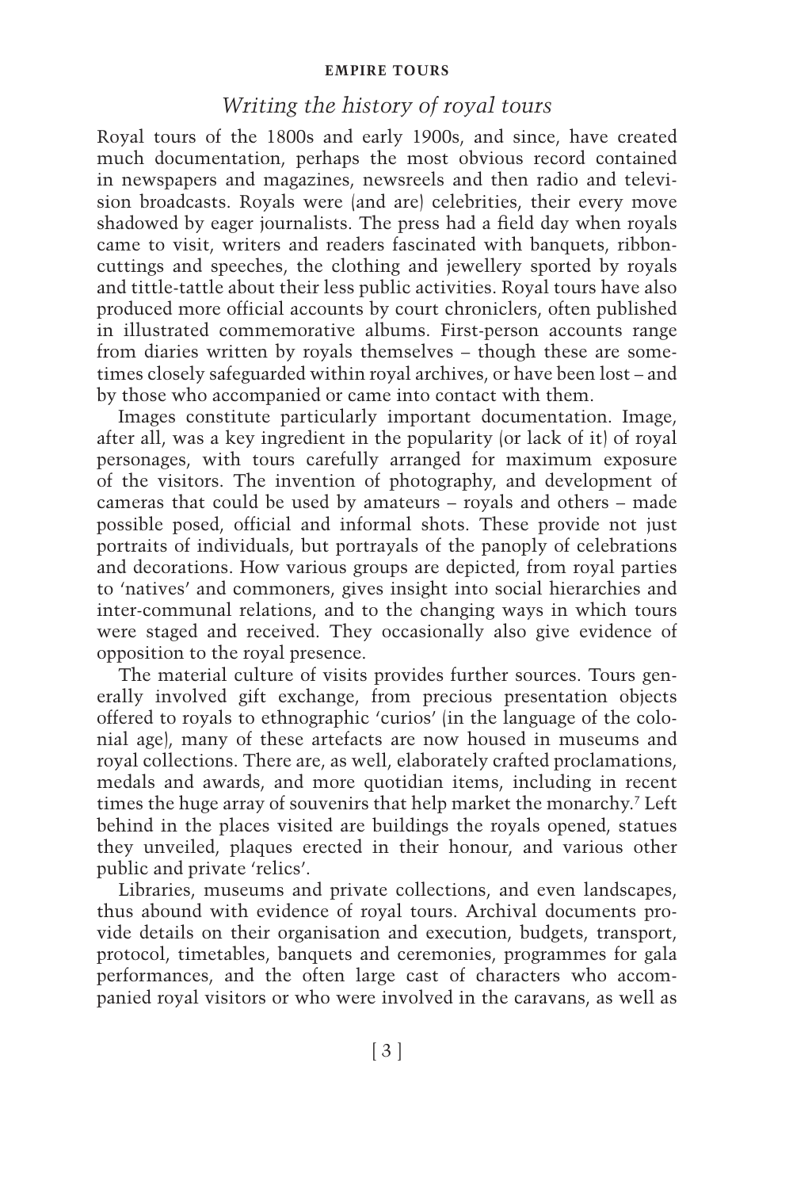## *Writing the history of royal tours*

Royal tours of the 1800s and early 1900s, and since, have created much documentation, perhaps the most obvious record contained in newspapers and magazines, newsreels and then radio and television broadcasts. Royals were (and are) celebrities, their every move shadowed by eager journalists. The press had a field day when royals came to visit, writers and readers fascinated with banquets, ribbon-cuttings and speeches, the clothing and jewellery sported by royals and tittle-tattle about their less public activities. Royal tours have also produced more official accounts by court chroniclers, often published in illustrated commemorative albums. First-person accounts range from diaries written by royals themselves – though these are sometimes closely safeguarded within royal archives, or have been lost – and by those who accompanied or came into contact with them.

Images constitute particularly important documentation. Image, after all, was a key ingredient in the popularity (or lack of it) of royal personages, with tours carefully arranged for maximum exposure of the visitors. The invention of photography, and development of cameras that could be used by amateurs – royals and others – made possible posed, official and informal shots. These provide not just portraits of individuals, but portrayals of the panoply of celebrations and decorations. How various groups are depicted, from royal parties to 'natives' and commoners, gives insight into social hierarchies and inter-communal relations, and to the changing ways in which tours were staged and received. They occasionally also give evidence of opposition to the royal presence.

The material culture of visits provides further sources. Tours generally involved gift exchange, from precious presentation objects offered to royals to ethnographic 'curios' (in the language of the colonial age), many of these artefacts are now housed in museums and royal collections. There are, as well, elaborately crafted proclamations, medals and awards, and more quotidian items, including in recent times the huge array of souvenirs that help market the monarchy.[7] Left behind in the places visited are buildings the royals opened, statues they unveiled, plaques erected in their honour, and various other public and private 'relics'.

Libraries, museums and private collections, and even landscapes, thus abound with evidence of royal tours. Archival documents provide details on their organisation and execution, budgets, transport, protocol, timetables, banquets and ceremonies, programmes for gala performances, and the often large cast of characters who accompanied royal visitors or who were involved in the caravans, as well as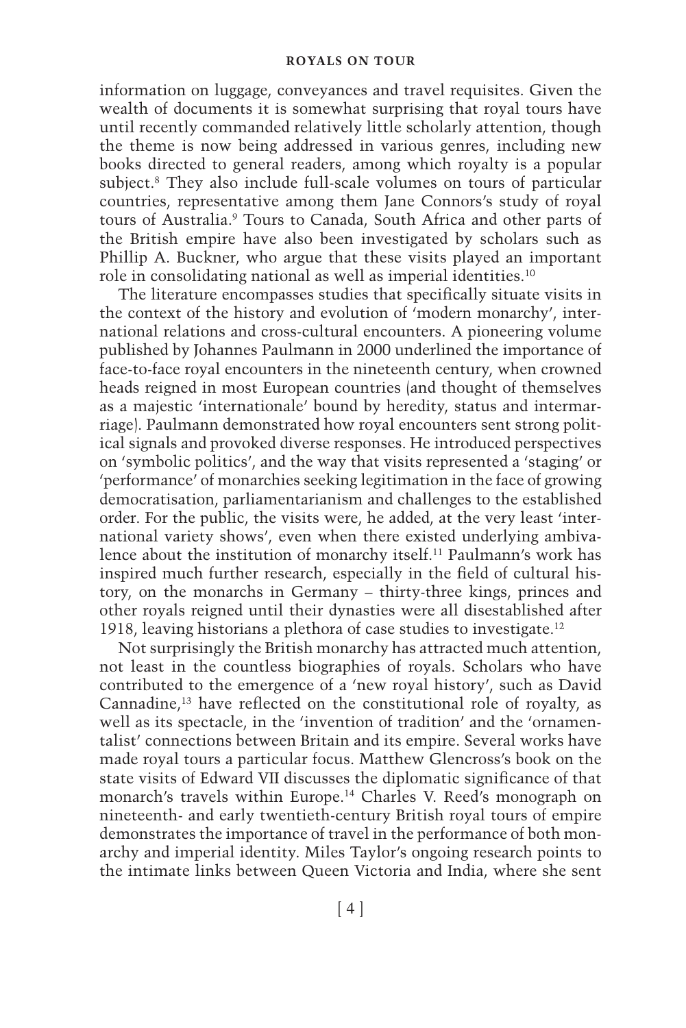information on luggage, conveyances and travel requisites. Given the wealth of documents it is somewhat surprising that royal tours have until recently commanded relatively little scholarly attention, though the theme is now being addressed in various genres, including new books directed to general readers, among which royalty is a popular subject.[8] They also include full-scale volumes on tours of particular countries, representative among them Jane Connors's study of royal tours of Australia.[9] Tours to Canada, South Africa and other parts of the British empire have also been investigated by scholars such as Phillip A. Buckner, who argue that these visits played an important role in consolidating national as well as imperial identities.[10]

The literature encompasses studies that specifically situate visits in the context of the history and evolution of 'modern monarchy', international relations and cross-cultural encounters. A pioneering volume published by Johannes Paulmann in 2000 underlined the importance of face-to-face royal encounters in the nineteenth century, when crowned heads reigned in most European countries (and thought of themselves as a majestic 'internationale' bound by heredity, status and intermarriage). Paulmann demonstrated how royal encounters sent strong political signals and provoked diverse responses. He introduced perspectives on 'symbolic politics', and the way that visits represented a 'staging' or 'performance' of monarchies seeking legitimation in the face of growing democratisation, parliamentarianism and challenges to the established order. For the public, the visits were, he added, at the very least 'international variety shows', even when there existed underlying ambivalence about the institution of monarchy itself.[11] Paulmann's work has inspired much further research, especially in the field of cultural history, on the monarchs in Germany – thirty-three kings, princes and other royals reigned until their dynasties were all disestablished after 1918, leaving historians a plethora of case studies to investigate.[12]

Not surprisingly the British monarchy has attracted much attention, not least in the countless biographies of royals. Scholars who have contributed to the emergence of a 'new royal history', such as David Cannadine,[13] have reflected on the constitutional role of royalty, as well as its spectacle, in the 'invention of tradition' and the 'ornamentalist' connections between Britain and its empire. Several works have made royal tours a particular focus. Matthew Glencross's book on the state visits of Edward VII discusses the diplomatic significance of that monarch's travels within Europe.[14] Charles V. Reed's monograph on nineteenth- and early twentieth-century British royal tours of empire demonstrates the importance of travel in the performance of both monarchy and imperial identity. Miles Taylor's ongoing research points to the intimate links between Queen Victoria and India, where she sent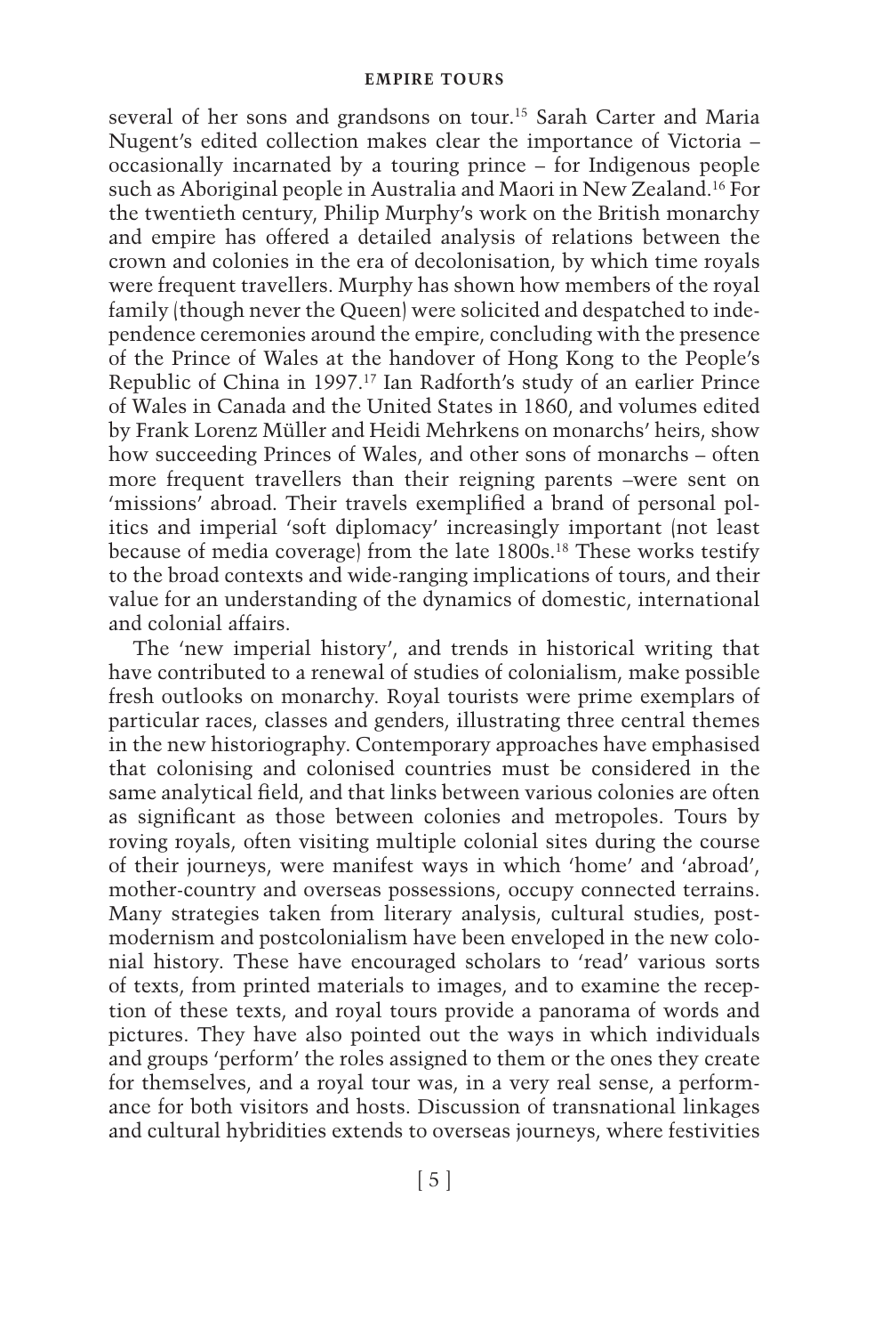several of her sons and grandsons on tour.[15] Sarah Carter and Maria Nugent's edited collection makes clear the importance of Victoria – occasionally incarnated by a touring prince – for Indigenous people such as Aboriginal people in Australia and Maori in New Zealand.[16] For the twentieth century, Philip Murphy's work on the British monarchy and empire has offered a detailed analysis of relations between the crown and colonies in the era of decolonisation, by which time royals were frequent travellers. Murphy has shown how members of the royal family (though never the Queen) were solicited and despatched to independence ceremonies around the empire, concluding with the presence of the Prince of Wales at the handover of Hong Kong to the People's Republic of China in 1997.[17] Ian Radforth's study of an earlier Prince of Wales in Canada and the United States in 1860, and volumes edited by Frank Lorenz Müller and Heidi Mehrkens on monarchs' heirs, show how succeeding Princes of Wales, and other sons of monarchs – often more frequent travellers than their reigning parents –were sent on 'missions' abroad. Their travels exemplified a brand of personal politics and imperial 'soft diplomacy' increasingly important (not least because of media coverage) from the late 1800s.[18] These works testify to the broad contexts and wide-ranging implications of tours, and their value for an understanding of the dynamics of domestic, international and colonial affairs.

The 'new imperial history', and trends in historical writing that have contributed to a renewal of studies of colonialism, make possible fresh outlooks on monarchy. Royal tourists were prime exemplars of particular races, classes and genders, illustrating three central themes in the new historiography. Contemporary approaches have emphasised that colonising and colonised countries must be considered in the same analytical field, and that links between various colonies are often as significant as those between colonies and metropoles. Tours by roving royals, often visiting multiple colonial sites during the course of their journeys, were manifest ways in which 'home' and 'abroad', mother-country and overseas possessions, occupy connected terrains. Many strategies taken from literary analysis, cultural studies, postmodernism and postcolonialism have been enveloped in the new colonial history. These have encouraged scholars to 'read' various sorts of texts, from printed materials to images, and to examine the reception of these texts, and royal tours provide a panorama of words and pictures. They have also pointed out the ways in which individuals and groups 'perform' the roles assigned to them or the ones they create for themselves, and a royal tour was, in a very real sense, a performance for both visitors and hosts. Discussion of transnational linkages and cultural hybridities extends to overseas journeys, where festivities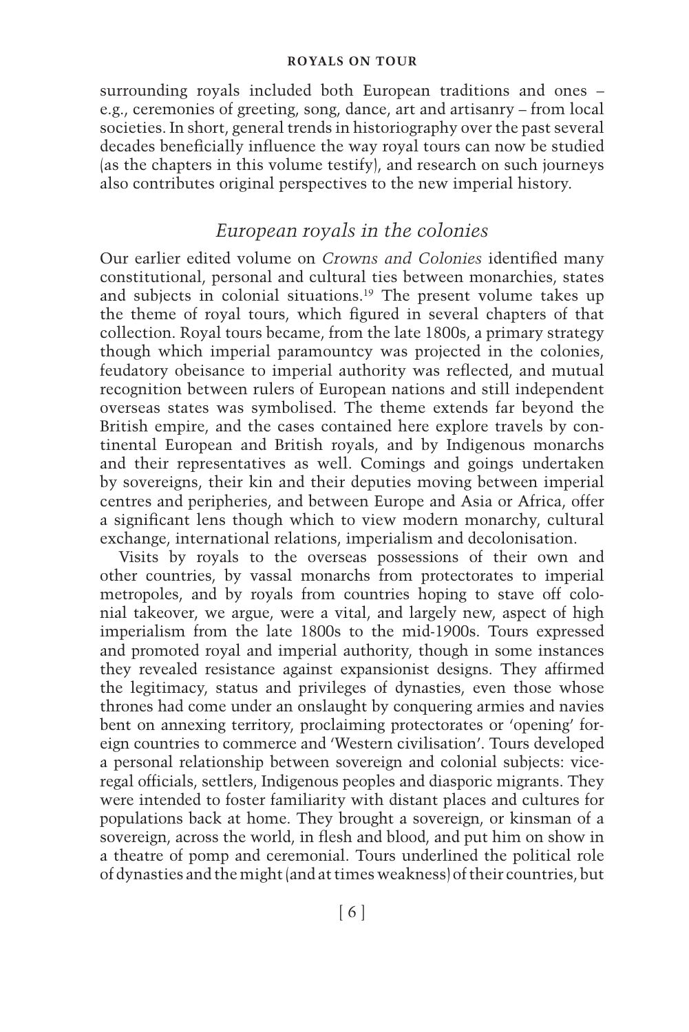surrounding royals included both European traditions and ones – e.g., ceremonies of greeting, song, dance, art and artisanry – from local societies. In short, general trends in historiography over the past several decades beneficially influence the way royal tours can now be studied (as the chapters in this volume testify), and research on such journeys also contributes original perspectives to the new imperial history.

## *European royals in the colonies*

Our earlier edited volume on *Crowns and Colonies* identified many constitutional, personal and cultural ties between monarchies, states and subjects in colonial situations.[19] The present volume takes up the theme of royal tours, which figured in several chapters of that collection. Royal tours became, from the late 1800s, a primary strategy though which imperial paramountcy was projected in the colonies, feudatory obeisance to imperial authority was reflected, and mutual recognition between rulers of European nations and still independent overseas states was symbolised. The theme extends far beyond the British empire, and the cases contained here explore travels by continental European and British royals, and by Indigenous monarchs and their representatives as well. Comings and goings undertaken by sovereigns, their kin and their deputies moving between imperial centres and peripheries, and between Europe and Asia or Africa, offer a significant lens though which to view modern monarchy, cultural exchange, international relations, imperialism and decolonisation.

Visits by royals to the overseas possessions of their own and other countries, by vassal monarchs from protectorates to imperial metropoles, and by royals from countries hoping to stave off colonial takeover, we argue, were a vital, and largely new, aspect of high imperialism from the late 1800s to the mid-1900s. Tours expressed and promoted royal and imperial authority, though in some instances they revealed resistance against expansionist designs. They affirmed the legitimacy, status and privileges of dynasties, even those whose thrones had come under an onslaught by conquering armies and navies bent on annexing territory, proclaiming protectorates or 'opening' foreign countries to commerce and 'Western civilisation'. Tours developed a personal relationship between sovereign and colonial subjects: viceregal officials, settlers, Indigenous peoples and diasporic migrants. They were intended to foster familiarity with distant places and cultures for populations back at home. They brought a sovereign, or kinsman of a sovereign, across the world, in flesh and blood, and put him on show in a theatre of pomp and ceremonial. Tours underlined the political role of dynasties and the might (and at times weakness) of their countries, but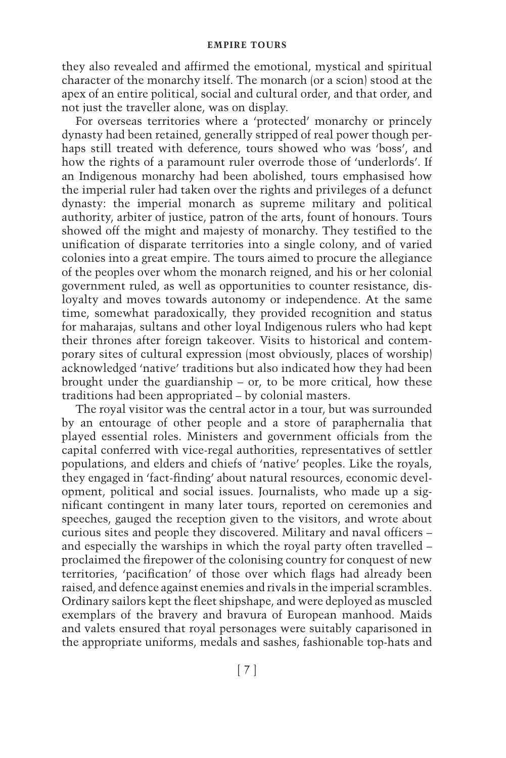they also revealed and affirmed the emotional, mystical and spiritual character of the monarchy itself. The monarch (or a scion) stood at the apex of an entire political, social and cultural order, and that order, and not just the traveller alone, was on display.

For overseas territories where a 'protected' monarchy or princely dynasty had been retained, generally stripped of real power though perhaps still treated with deference, tours showed who was 'boss', and how the rights of a paramount ruler overrode those of 'underlords'. If an Indigenous monarchy had been abolished, tours emphasised how the imperial ruler had taken over the rights and privileges of a defunct dynasty: the imperial monarch as supreme military and political authority, arbiter of justice, patron of the arts, fount of honours. Tours showed off the might and majesty of monarchy. They testified to the unification of disparate territories into a single colony, and of varied colonies into a great empire. The tours aimed to procure the allegiance of the peoples over whom the monarch reigned, and his or her colonial government ruled, as well as opportunities to counter resistance, disloyalty and moves towards autonomy or independence. At the same time, somewhat paradoxically, they provided recognition and status for maharajas, sultans and other loyal Indigenous rulers who had kept their thrones after foreign takeover. Visits to historical and contemporary sites of cultural expression (most obviously, places of worship) acknowledged 'native' traditions but also indicated how they had been brought under the guardianship – or, to be more critical, how these traditions had been appropriated – by colonial masters.

The royal visitor was the central actor in a tour, but was surrounded by an entourage of other people and a store of paraphernalia that played essential roles. Ministers and government officials from the capital conferred with vice-regal authorities, representatives of settler populations, and elders and chiefs of 'native' peoples. Like the royals, they engaged in 'fact-finding' about natural resources, economic development, political and social issues. Journalists, who made up a significant contingent in many later tours, reported on ceremonies and speeches, gauged the reception given to the visitors, and wrote about curious sites and people they discovered. Military and naval officers – and especially the warships in which the royal party often travelled – proclaimed the firepower of the colonising country for conquest of new territories, 'pacification' of those over which flags had already been raised, and defence against enemies and rivals in the imperial scrambles. Ordinary sailors kept the fleet shipshape, and were deployed as muscled exemplars of the bravery and bravura of European manhood. Maids and valets ensured that royal personages were suitably caparisoned in the appropriate uniforms, medals and sashes, fashionable top-hats and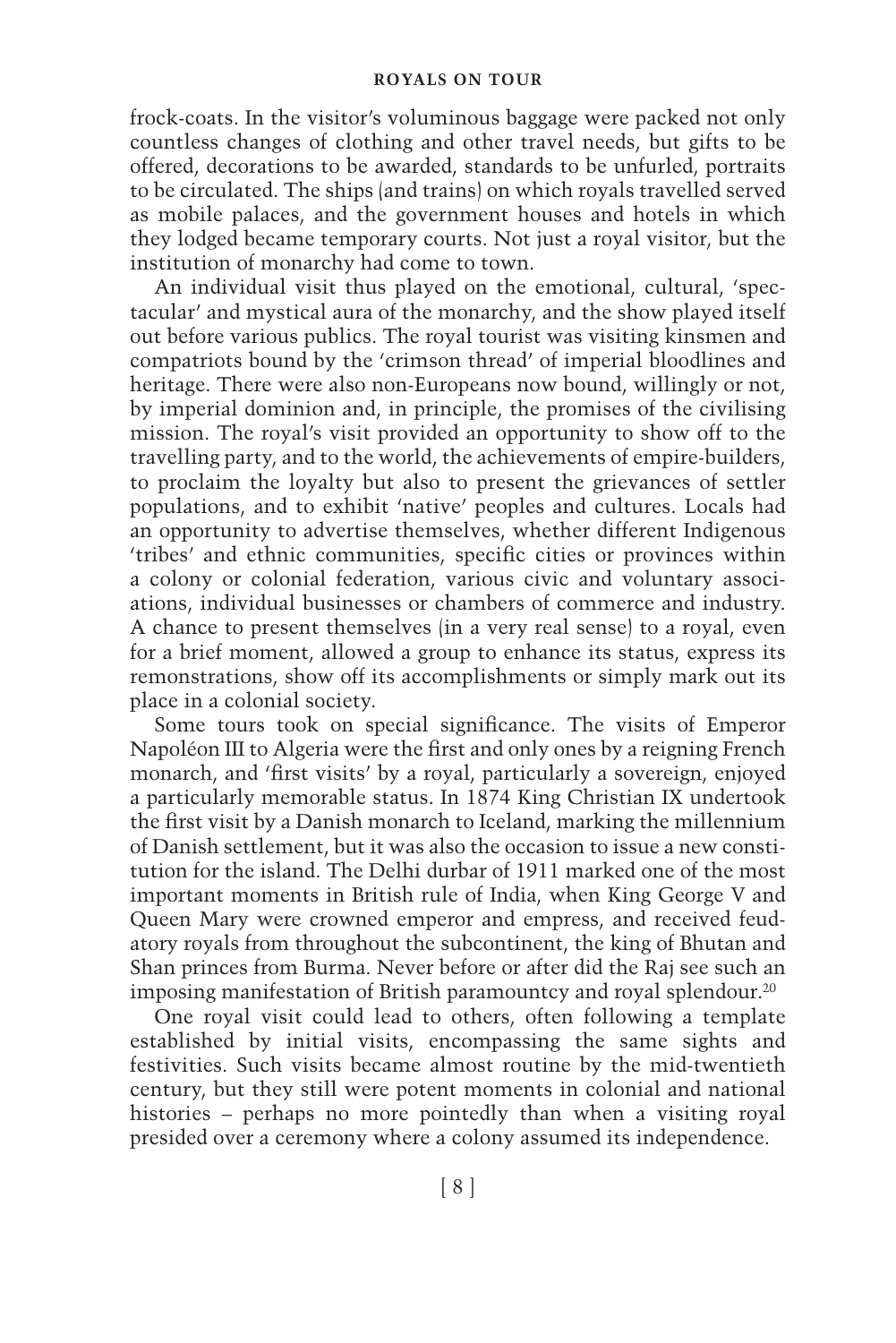frock-coats. In the visitor's voluminous baggage were packed not only countless changes of clothing and other travel needs, but gifts to be offered, decorations to be awarded, standards to be unfurled, portraits to be circulated. The ships (and trains) on which royals travelled served as mobile palaces, and the government houses and hotels in which they lodged became temporary courts. Not just a royal visitor, but the institution of monarchy had come to town.

An individual visit thus played on the emotional, cultural, 'spectacular' and mystical aura of the monarchy, and the show played itself out before various publics. The royal tourist was visiting kinsmen and compatriots bound by the 'crimson thread' of imperial bloodlines and heritage. There were also non-Europeans now bound, willingly or not, by imperial dominion and, in principle, the promises of the civilising mission. The royal's visit provided an opportunity to show off to the travelling party, and to the world, the achievements of empire-builders, to proclaim the loyalty but also to present the grievances of settler populations, and to exhibit 'native' peoples and cultures. Locals had an opportunity to advertise themselves, whether different Indigenous 'tribes' and ethnic communities, specific cities or provinces within a colony or colonial federation, various civic and voluntary associations, individual businesses or chambers of commerce and industry. A chance to present themselves (in a very real sense) to a royal, even for a brief moment, allowed a group to enhance its status, express its remonstrations, show off its accomplishments or simply mark out its place in a colonial society.

Some tours took on special significance. The visits of Emperor Napoléon III to Algeria were the first and only ones by a reigning French monarch, and 'first visits' by a royal, particularly a sovereign, enjoyed a particularly memorable status. In 1874 King Christian IX undertook the first visit by a Danish monarch to Iceland, marking the millennium of Danish settlement, but it was also the occasion to issue a new constitution for the island. The Delhi durbar of 1911 marked one of the most important moments in British rule of India, when King George V and Queen Mary were crowned emperor and empress, and received feudatory royals from throughout the subcontinent, the king of Bhutan and Shan princes from Burma. Never before or after did the Raj see such an imposing manifestation of British paramountcy and royal splendour.[20]

One royal visit could lead to others, often following a template established by initial visits, encompassing the same sights and festivities. Such visits became almost routine by the mid-twentieth century, but they still were potent moments in colonial and national histories – perhaps no more pointedly than when a visiting royal presided over a ceremony where a colony assumed its independence.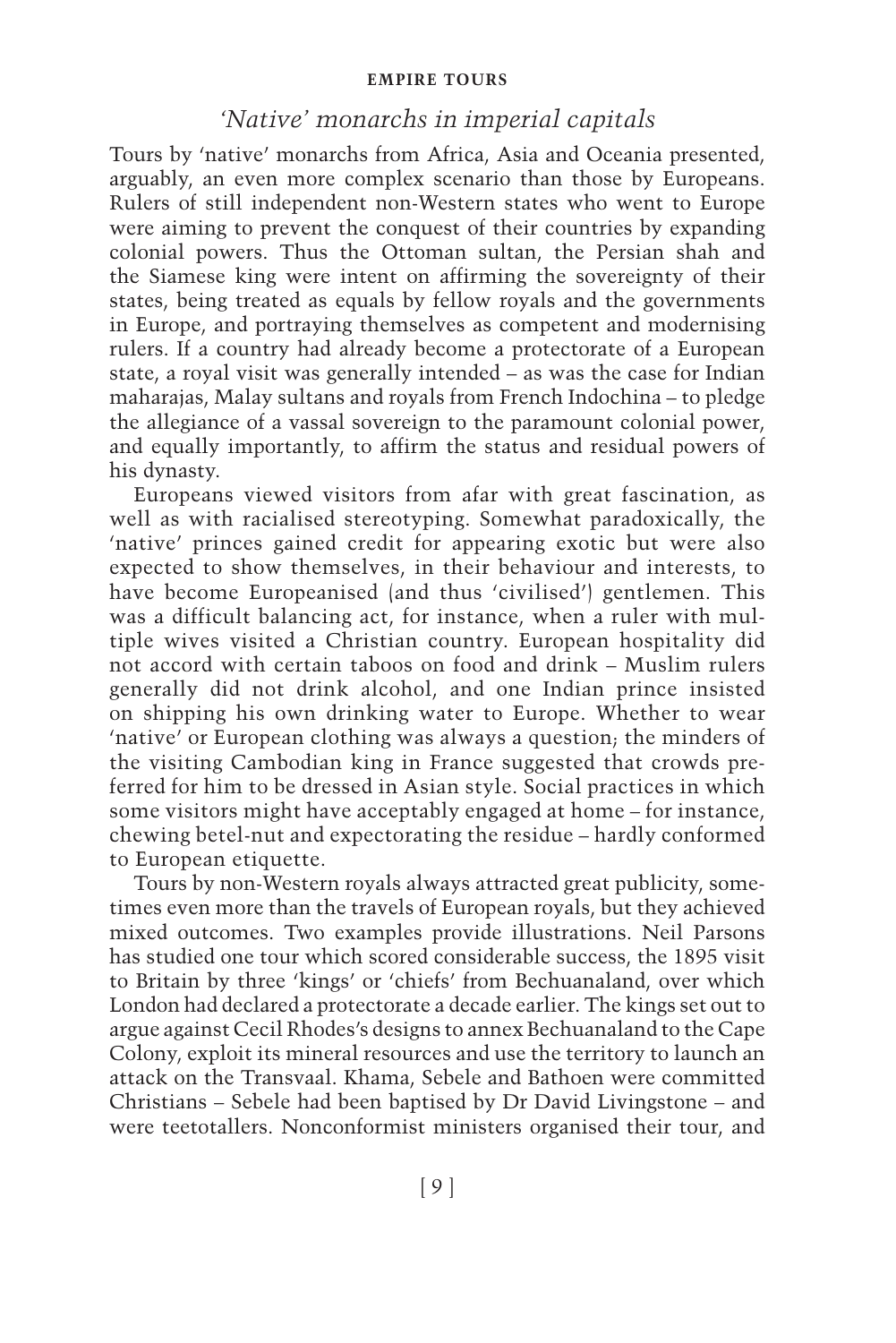## *'Native' monarchs in imperial capitals*

Tours by 'native' monarchs from Africa, Asia and Oceania presented, arguably, an even more complex scenario than those by Europeans. Rulers of still independent non-Western states who went to Europe were aiming to prevent the conquest of their countries by expanding colonial powers. Thus the Ottoman sultan, the Persian shah and the Siamese king were intent on affirming the sovereignty of their states, being treated as equals by fellow royals and the governments in Europe, and portraying themselves as competent and modernising rulers. If a country had already become a protectorate of a European state, a royal visit was generally intended – as was the case for Indian maharajas, Malay sultans and royals from French Indochina – to pledge the allegiance of a vassal sovereign to the paramount colonial power, and equally importantly, to affirm the status and residual powers of his dynasty.

Europeans viewed visitors from afar with great fascination, as well as with racialised stereotyping. Somewhat paradoxically, the 'native' princes gained credit for appearing exotic but were also expected to show themselves, in their behaviour and interests, to have become Europeanised (and thus 'civilised') gentlemen. This was a difficult balancing act, for instance, when a ruler with multiple wives visited a Christian country. European hospitality did not accord with certain taboos on food and drink – Muslim rulers generally did not drink alcohol, and one Indian prince insisted on shipping his own drinking water to Europe. Whether to wear 'native' or European clothing was always a question; the minders of the visiting Cambodian king in France suggested that crowds preferred for him to be dressed in Asian style. Social practices in which some visitors might have acceptably engaged at home – for instance, chewing betel-nut and expectorating the residue – hardly conformed to European etiquette.

Tours by non-Western royals always attracted great publicity, sometimes even more than the travels of European royals, but they achieved mixed outcomes. Two examples provide illustrations. Neil Parsons has studied one tour which scored considerable success, the 1895 visit to Britain by three 'kings' or 'chiefs' from Bechuanaland, over which London had declared a protectorate a decade earlier. The kings set out to argue against Cecil Rhodes's designs to annex Bechuanaland to the Cape Colony, exploit its mineral resources and use the territory to launch an attack on the Transvaal. Khama, Sebele and Bathoen were committed Christians – Sebele had been baptised by Dr David Livingstone – and were teetotallers. Nonconformist ministers organised their tour, and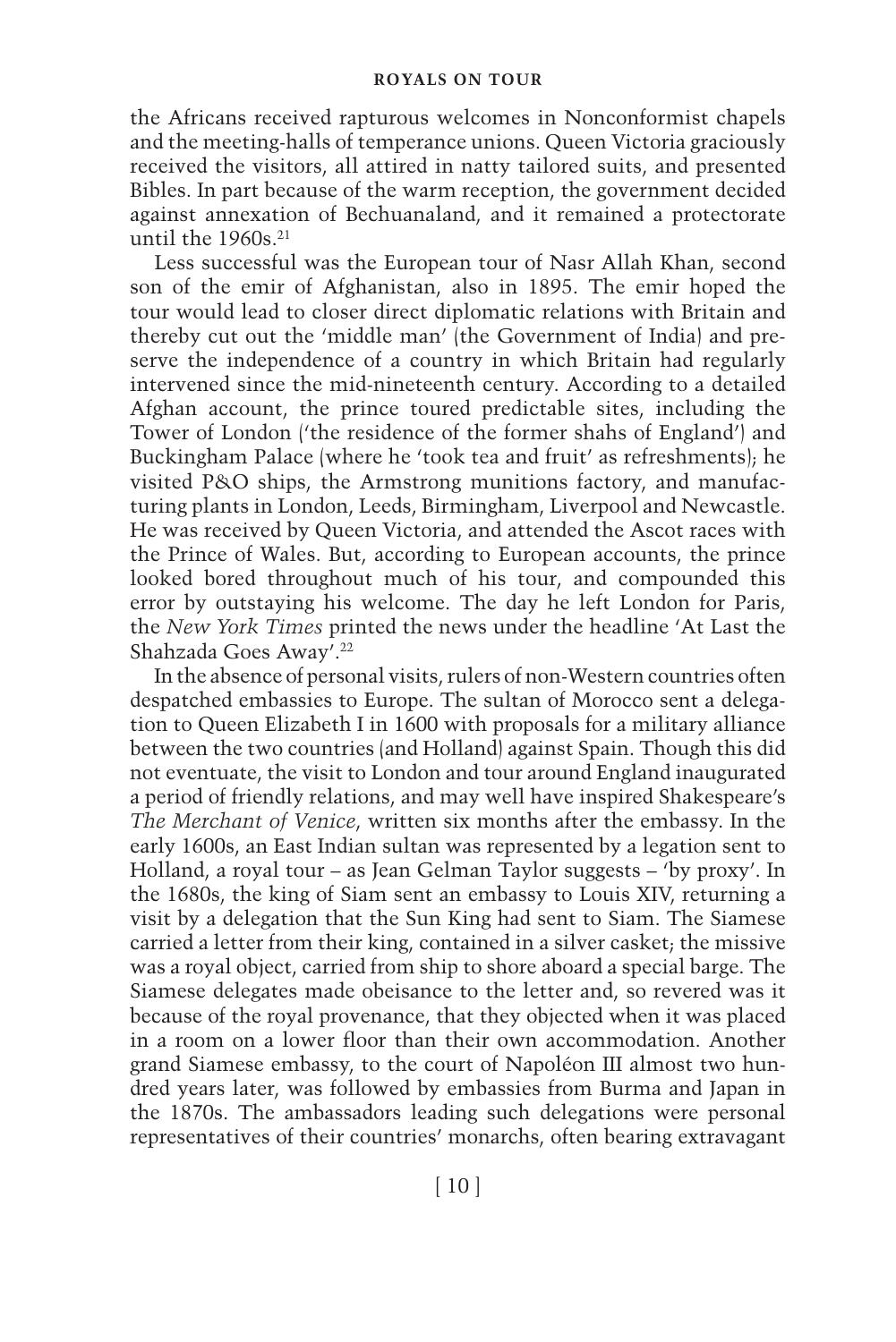the Africans received rapturous welcomes in Nonconformist chapels and the meeting-halls of temperance unions. Queen Victoria graciously received the visitors, all attired in natty tailored suits, and presented Bibles. In part because of the warm reception, the government decided against annexation of Bechuanaland, and it remained a protectorate until the 1960s.[21]

Less successful was the European tour of Nasr Allah Khan, second son of the emir of Afghanistan, also in 1895. The emir hoped the tour would lead to closer direct diplomatic relations with Britain and thereby cut out the 'middle man' (the Government of India) and preserve the independence of a country in which Britain had regularly intervened since the mid-nineteenth century. According to a detailed Afghan account, the prince toured predictable sites, including the Tower of London ('the residence of the former shahs of England') and Buckingham Palace (where he 'took tea and fruit' as refreshments); he visited P&O ships, the Armstrong munitions factory, and manufacturing plants in London, Leeds, Birmingham, Liverpool and Newcastle. He was received by Queen Victoria, and attended the Ascot races with the Prince of Wales. But, according to European accounts, the prince looked bored throughout much of his tour, and compounded this error by outstaying his welcome. The day he left London for Paris, the *New York Times* printed the news under the headline 'At Last the Shahzada Goes Away'.[22]

In the absence of personal visits, rulers of non-Western countries often despatched embassies to Europe. The sultan of Morocco sent a delegation to Queen Elizabeth I in 1600 with proposals for a military alliance between the two countries (and Holland) against Spain. Though this did not eventuate, the visit to London and tour around England inaugurated a period of friendly relations, and may well have inspired Shakespeare's *The Merchant of Venice*, written six months after the embassy. In the early 1600s, an East Indian sultan was represented by a legation sent to Holland, a royal tour – as Jean Gelman Taylor suggests – 'by proxy'. In the 1680s, the king of Siam sent an embassy to Louis XIV, returning a visit by a delegation that the Sun King had sent to Siam. The Siamese carried a letter from their king, contained in a silver casket; the missive was a royal object, carried from ship to shore aboard a special barge. The Siamese delegates made obeisance to the letter and, so revered was it because of the royal provenance, that they objected when it was placed in a room on a lower floor than their own accommodation. Another grand Siamese embassy, to the court of Napoléon III almost two hundred years later, was followed by embassies from Burma and Japan in the 1870s. The ambassadors leading such delegations were personal representatives of their countries' monarchs, often bearing extravagant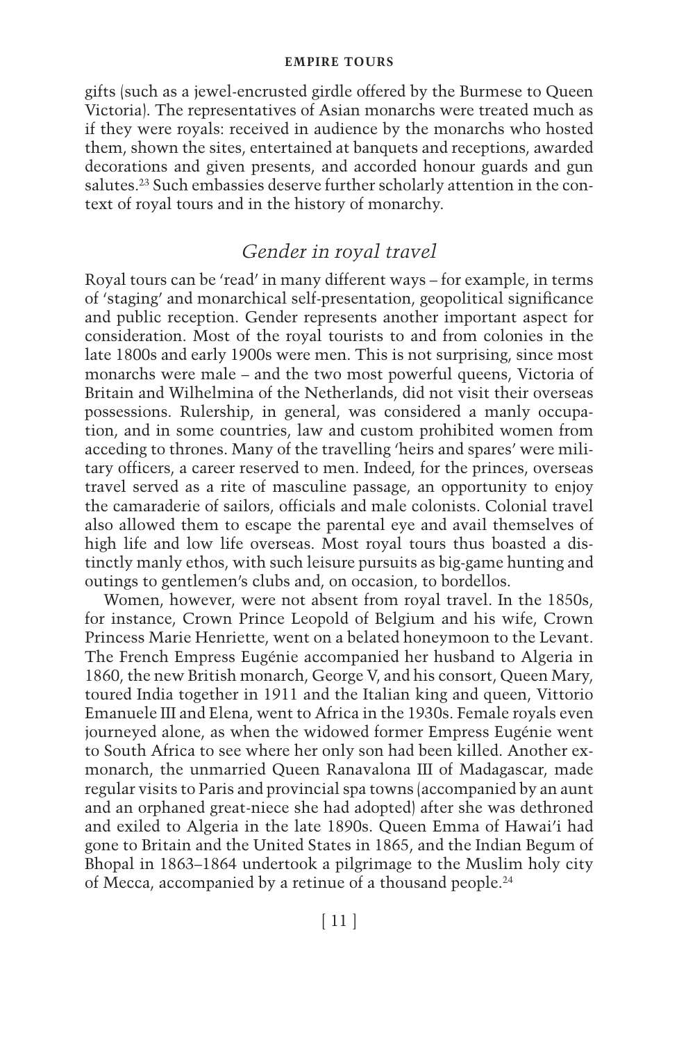gifts (such as a jewel-encrusted girdle offered by the Burmese to Queen Victoria). The representatives of Asian monarchs were treated much as if they were royals: received in audience by the monarchs who hosted them, shown the sites, entertained at banquets and receptions, awarded decorations and given presents, and accorded honour guards and gun salutes.[23] Such embassies deserve further scholarly attention in the context of royal tours and in the history of monarchy.

## *Gender in royal travel*

Royal tours can be 'read' in many different ways – for example, in terms of 'staging' and monarchical self-presentation, geopolitical significance and public reception. Gender represents another important aspect for consideration. Most of the royal tourists to and from colonies in the late 1800s and early 1900s were men. This is not surprising, since most monarchs were male – and the two most powerful queens, Victoria of Britain and Wilhelmina of the Netherlands, did not visit their overseas possessions. Rulership, in general, was considered a manly occupation, and in some countries, law and custom prohibited women from acceding to thrones. Many of the travelling 'heirs and spares' were military officers, a career reserved to men. Indeed, for the princes, overseas travel served as a rite of masculine passage, an opportunity to enjoy the camaraderie of sailors, officials and male colonists. Colonial travel also allowed them to escape the parental eye and avail themselves of high life and low life overseas. Most royal tours thus boasted a distinctly manly ethos, with such leisure pursuits as big-game hunting and outings to gentlemen's clubs and, on occasion, to bordellos.

Women, however, were not absent from royal travel. In the 1850s, for instance, Crown Prince Leopold of Belgium and his wife, Crown Princess Marie Henriette, went on a belated honeymoon to the Levant. The French Empress Eugénie accompanied her husband to Algeria in 1860, the new British monarch, George V, and his consort, Queen Mary, toured India together in 1911 and the Italian king and queen, Vittorio Emanuele III and Elena, went to Africa in the 1930s. Female royals even journeyed alone, as when the widowed former Empress Eugénie went to South Africa to see where her only son had been killed. Another ex-monarch, the unmarried Queen Ranavalona III of Madagascar, made regular visits to Paris and provincial spa towns (accompanied by an aunt and an orphaned great-niece she had adopted) after she was dethroned and exiled to Algeria in the late 1890s. Queen Emma of Hawai'i had gone to Britain and the United States in 1865, and the Indian Begum of Bhopal in 1863–1864 undertook a pilgrimage to the Muslim holy city of Mecca, accompanied by a retinue of a thousand people.[24]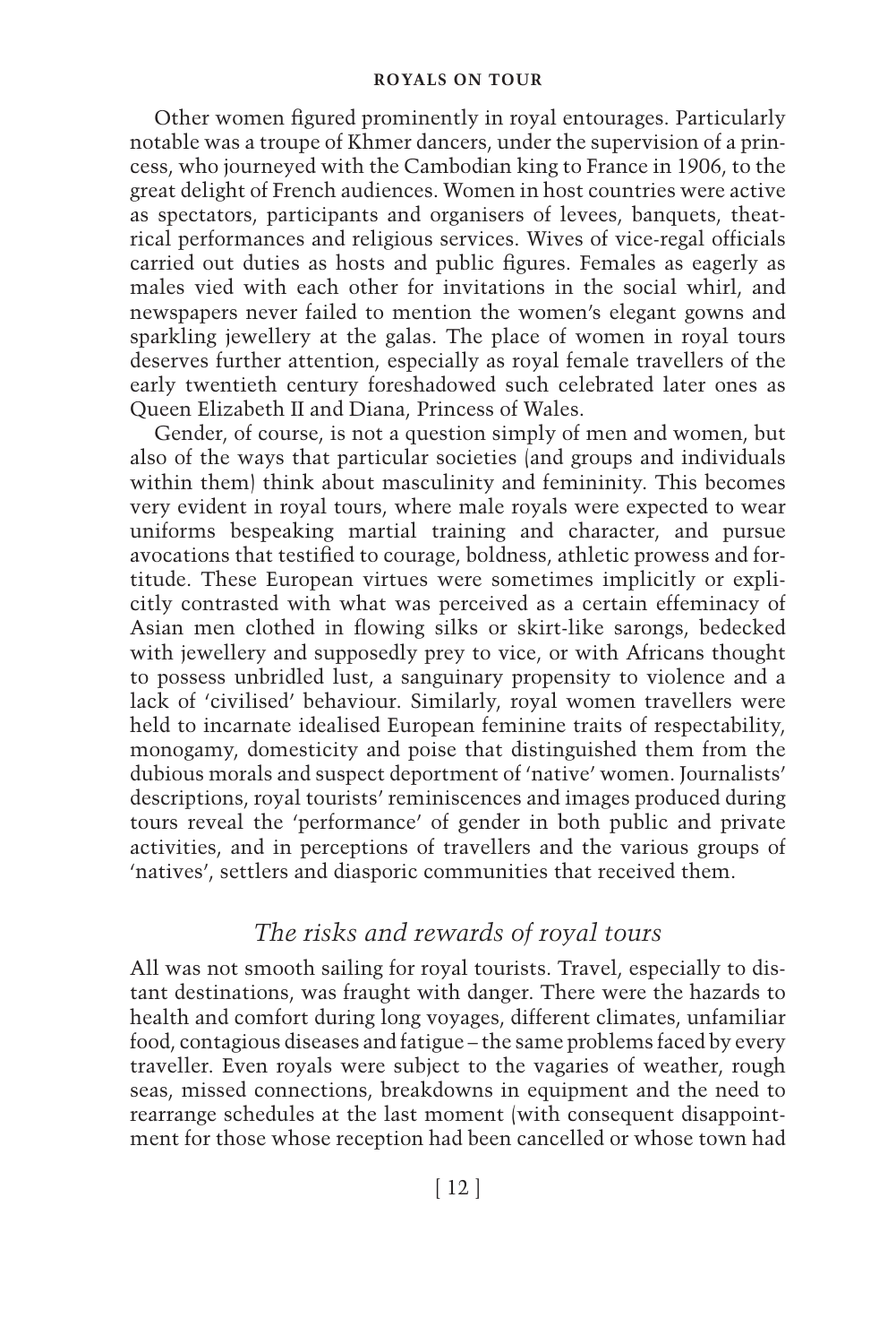Other women figured prominently in royal entourages. Particularly notable was a troupe of Khmer dancers, under the supervision of a princess, who journeyed with the Cambodian king to France in 1906, to the great delight of French audiences. Women in host countries were active as spectators, participants and organisers of levees, banquets, theatrical performances and religious services. Wives of vice-regal officials carried out duties as hosts and public figures. Females as eagerly as males vied with each other for invitations in the social whirl, and newspapers never failed to mention the women's elegant gowns and sparkling jewellery at the galas. The place of women in royal tours deserves further attention, especially as royal female travellers of the early twentieth century foreshadowed such celebrated later ones as Queen Elizabeth II and Diana, Princess of Wales.

Gender, of course, is not a question simply of men and women, but also of the ways that particular societies (and groups and individuals within them) think about masculinity and femininity. This becomes very evident in royal tours, where male royals were expected to wear uniforms bespeaking martial training and character, and pursue avocations that testified to courage, boldness, athletic prowess and fortitude. These European virtues were sometimes implicitly or explicitly contrasted with what was perceived as a certain effeminacy of Asian men clothed in flowing silks or skirt-like sarongs, bedecked with jewellery and supposedly prey to vice, or with Africans thought to possess unbridled lust, a sanguinary propensity to violence and a lack of 'civilised' behaviour. Similarly, royal women travellers were held to incarnate idealised European feminine traits of respectability, monogamy, domesticity and poise that distinguished them from the dubious morals and suspect deportment of 'native' women. Journalists' descriptions, royal tourists' reminiscences and images produced during tours reveal the 'performance' of gender in both public and private activities, and in perceptions of travellers and the various groups of 'natives', settlers and diasporic communities that received them.

## *The risks and rewards of royal tours*

All was not smooth sailing for royal tourists. Travel, especially to distant destinations, was fraught with danger. There were the hazards to health and comfort during long voyages, different climates, unfamiliar food, contagious diseases and fatigue – the same problems faced by every traveller. Even royals were subject to the vagaries of weather, rough seas, missed connections, breakdowns in equipment and the need to rearrange schedules at the last moment (with consequent disappointment for those whose reception had been cancelled or whose town had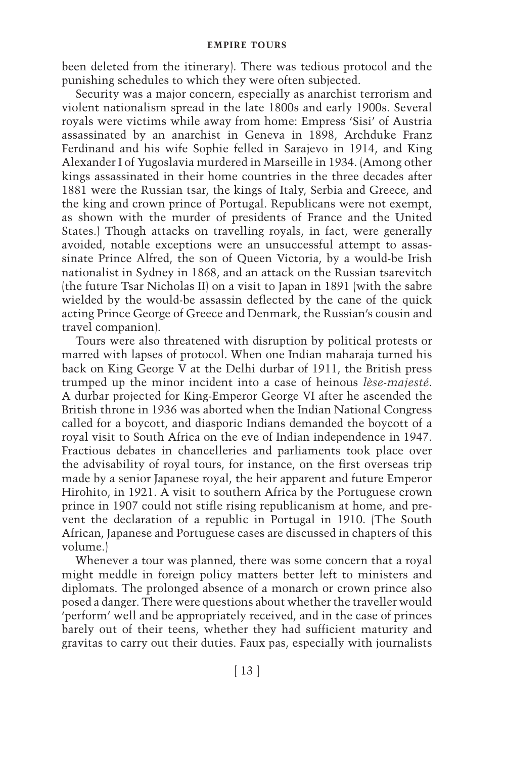been deleted from the itinerary). There was tedious protocol and the punishing schedules to which they were often subjected.

Security was a major concern, especially as anarchist terrorism and violent nationalism spread in the late 1800s and early 1900s. Several royals were victims while away from home: Empress 'Sisi' of Austria assassinated by an anarchist in Geneva in 1898, Archduke Franz Ferdinand and his wife Sophie felled in Sarajevo in 1914, and King Alexander I of Yugoslavia murdered in Marseille in 1934. (Among other kings assassinated in their home countries in the three decades after 1881 were the Russian tsar, the kings of Italy, Serbia and Greece, and the king and crown prince of Portugal. Republicans were not exempt, as shown with the murder of presidents of France and the United States.) Though attacks on travelling royals, in fact, were generally avoided, notable exceptions were an unsuccessful attempt to assassinate Prince Alfred, the son of Queen Victoria, by a would-be Irish nationalist in Sydney in 1868, and an attack on the Russian tsarevitch (the future Tsar Nicholas II) on a visit to Japan in 1891 (with the sabre wielded by the would-be assassin deflected by the cane of the quick acting Prince George of Greece and Denmark, the Russian's cousin and travel companion).

Tours were also threatened with disruption by political protests or marred with lapses of protocol. When one Indian maharaja turned his back on King George V at the Delhi durbar of 1911, the British press trumped up the minor incident into a case of heinous *lèse-majesté*. A durbar projected for King-Emperor George VI after he ascended the British throne in 1936 was aborted when the Indian National Congress called for a boycott, and diasporic Indians demanded the boycott of a royal visit to South Africa on the eve of Indian independence in 1947. Fractious debates in chancelleries and parliaments took place over the advisability of royal tours, for instance, on the first overseas trip made by a senior Japanese royal, the heir apparent and future Emperor Hirohito, in 1921. A visit to southern Africa by the Portuguese crown prince in 1907 could not stifle rising republicanism at home, and prevent the declaration of a republic in Portugal in 1910. (The South African, Japanese and Portuguese cases are discussed in chapters of this volume.)

Whenever a tour was planned, there was some concern that a royal might meddle in foreign policy matters better left to ministers and diplomats. The prolonged absence of a monarch or crown prince also posed a danger. There were questions about whether the traveller would 'perform' well and be appropriately received, and in the case of princes barely out of their teens, whether they had sufficient maturity and gravitas to carry out their duties. Faux pas, especially with journalists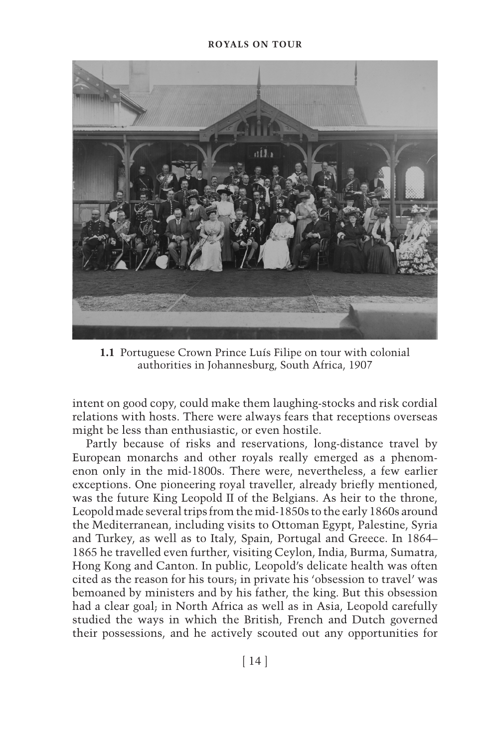**1.1** Portuguese Crown Prince Luís Filipe on tour with colonial authorities in Johannesburg, South Africa, 1907

intent on good copy, could make them laughing-stocks and risk cordial relations with hosts. There were always fears that receptions overseas might be less than enthusiastic, or even hostile.

Partly because of risks and reservations, long-distance travel by European monarchs and other royals really emerged as a phenomenon only in the mid-1800s. There were, nevertheless, a few earlier exceptions. One pioneering royal traveller, already briefly mentioned, was the future King Leopold II of the Belgians. As heir to the throne, Leopold made several trips from the mid-1850s to the early 1860s around the Mediterranean, including visits to Ottoman Egypt, Palestine, Syria and Turkey, as well as to Italy, Spain, Portugal and Greece. In 1864–1865 he travelled even further, visiting Ceylon, India, Burma, Sumatra, Hong Kong and Canton. In public, Leopold's delicate health was often cited as the reason for his tours; in private his 'obsession to travel' was bemoaned by ministers and by his father, the king. But this obsession had a clear goal; in North Africa as well as in Asia, Leopold carefully studied the ways in which the British, French and Dutch governed their possessions, and he actively scouted out any opportunities for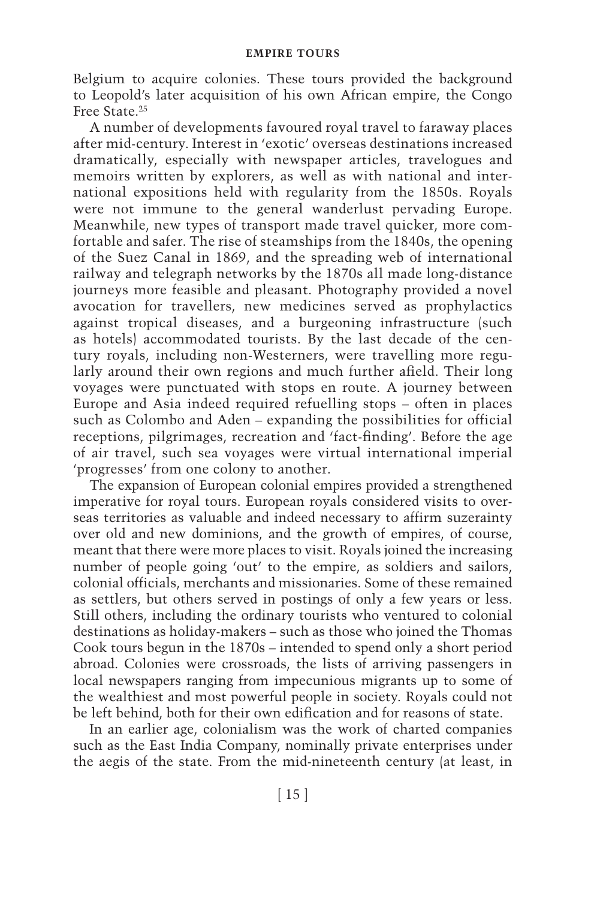Belgium to acquire colonies. These tours provided the background to Leopold's later acquisition of his own African empire, the Congo Free State.[25]

A number of developments favoured royal travel to faraway places after mid-century. Interest in 'exotic' overseas destinations increased dramatically, especially with newspaper articles, travelogues and memoirs written by explorers, as well as with national and international expositions held with regularity from the 1850s. Royals were not immune to the general wanderlust pervading Europe. Meanwhile, new types of transport made travel quicker, more comfortable and safer. The rise of steamships from the 1840s, the opening of the Suez Canal in 1869, and the spreading web of international railway and telegraph networks by the 1870s all made long-distance journeys more feasible and pleasant. Photography provided a novel avocation for travellers, new medicines served as prophylactics against tropical diseases, and a burgeoning infrastructure (such as hotels) accommodated tourists. By the last decade of the century royals, including non-Westerners, were travelling more regularly around their own regions and much further afield. Their long voyages were punctuated with stops en route. A journey between Europe and Asia indeed required refuelling stops – often in places such as Colombo and Aden – expanding the possibilities for official receptions, pilgrimages, recreation and 'fact-finding'. Before the age of air travel, such sea voyages were virtual international imperial 'progresses' from one colony to another.

The expansion of European colonial empires provided a strengthened imperative for royal tours. European royals considered visits to overseas territories as valuable and indeed necessary to affirm suzerainty over old and new dominions, and the growth of empires, of course, meant that there were more places to visit. Royals joined the increasing number of people going 'out' to the empire, as soldiers and sailors, colonial officials, merchants and missionaries. Some of these remained as settlers, but others served in postings of only a few years or less. Still others, including the ordinary tourists who ventured to colonial destinations as holiday-makers – such as those who joined the Thomas Cook tours begun in the 1870s – intended to spend only a short period abroad. Colonies were crossroads, the lists of arriving passengers in local newspapers ranging from impecunious migrants up to some of the wealthiest and most powerful people in society. Royals could not be left behind, both for their own edification and for reasons of state.

In an earlier age, colonialism was the work of charted companies such as the East India Company, nominally private enterprises under the aegis of the state. From the mid-nineteenth century (at least, in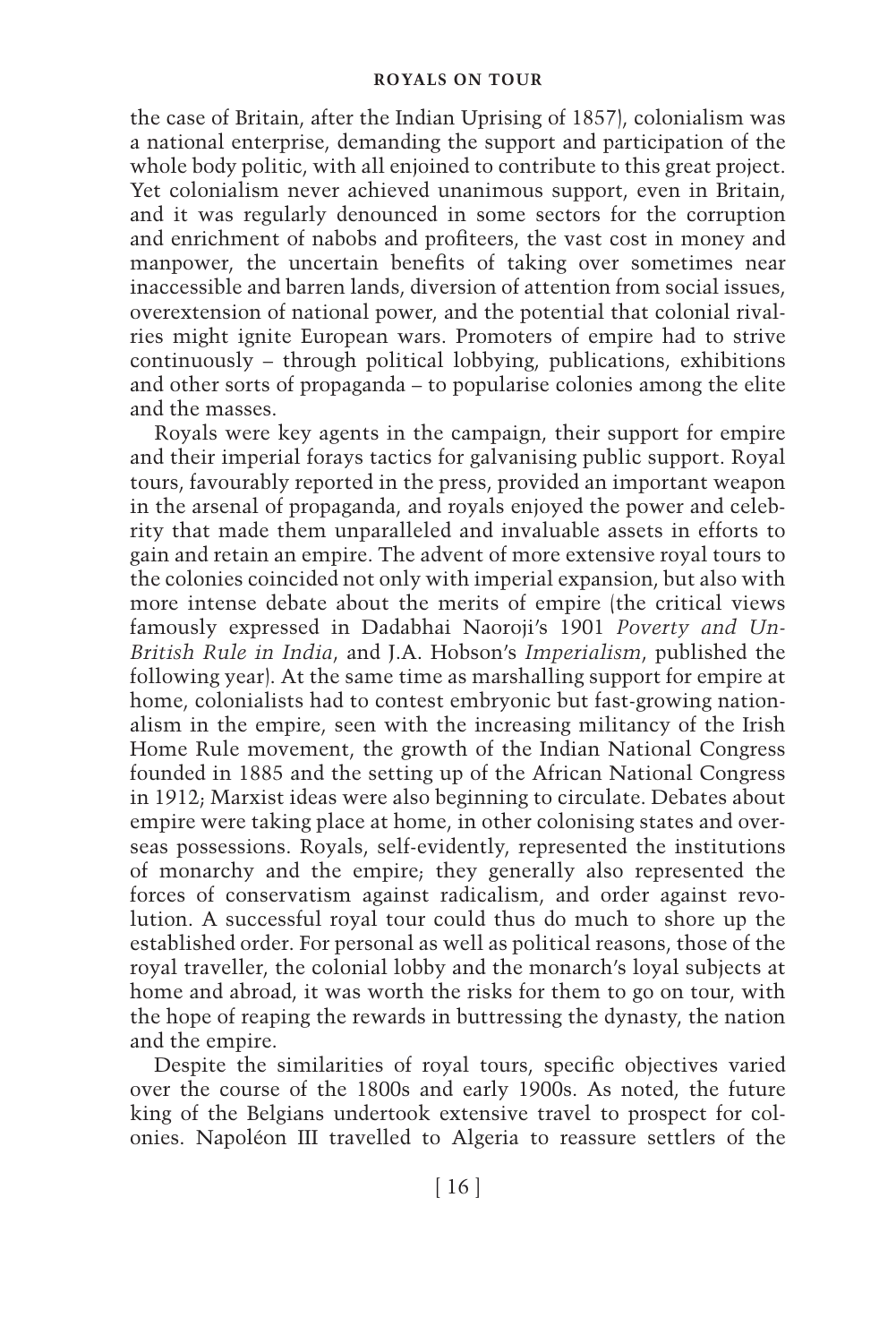the case of Britain, after the Indian Uprising of 1857), colonialism was a national enterprise, demanding the support and participation of the whole body politic, with all enjoined to contribute to this great project. Yet colonialism never achieved unanimous support, even in Britain, and it was regularly denounced in some sectors for the corruption and enrichment of nabobs and profiteers, the vast cost in money and manpower, the uncertain benefits of taking over sometimes near inaccessible and barren lands, diversion of attention from social issues, overextension of national power, and the potential that colonial rivalries might ignite European wars. Promoters of empire had to strive continuously – through political lobbying, publications, exhibitions and other sorts of propaganda – to popularise colonies among the elite and the masses.

Royals were key agents in the campaign, their support for empire and their imperial forays tactics for galvanising public support. Royal tours, favourably reported in the press, provided an important weapon in the arsenal of propaganda, and royals enjoyed the power and celebrity that made them unparalleled and invaluable assets in efforts to gain and retain an empire. The advent of more extensive royal tours to the colonies coincided not only with imperial expansion, but also with more intense debate about the merits of empire (the critical views famously expressed in Dadabhai Naoroji's 1901 *Poverty and Un-British Rule in India*, and J.A. Hobson's *Imperialism*, published the following year). At the same time as marshalling support for empire at home, colonialists had to contest embryonic but fast-growing nationalism in the empire, seen with the increasing militancy of the Irish Home Rule movement, the growth of the Indian National Congress founded in 1885 and the setting up of the African National Congress in 1912; Marxist ideas were also beginning to circulate. Debates about empire were taking place at home, in other colonising states and overseas possessions. Royals, self-evidently, represented the institutions of monarchy and the empire; they generally also represented the forces of conservatism against radicalism, and order against revolution. A successful royal tour could thus do much to shore up the established order. For personal as well as political reasons, those of the royal traveller, the colonial lobby and the monarch's loyal subjects at home and abroad, it was worth the risks for them to go on tour, with the hope of reaping the rewards in buttressing the dynasty, the nation and the empire.

Despite the similarities of royal tours, specific objectives varied over the course of the 1800s and early 1900s. As noted, the future king of the Belgians undertook extensive travel to prospect for colonies. Napoléon III travelled to Algeria to reassure settlers of the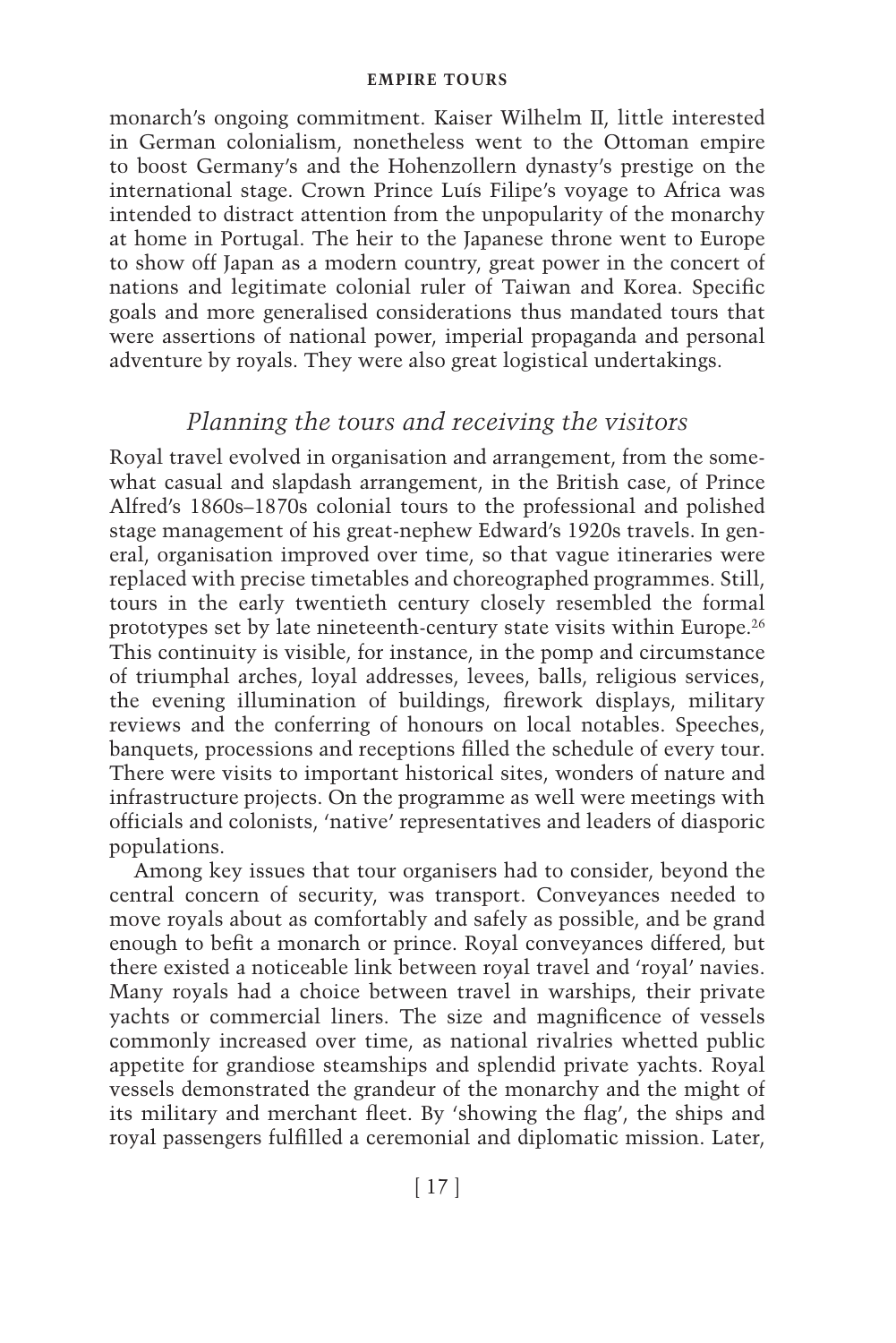monarch's ongoing commitment. Kaiser Wilhelm II, little interested in German colonialism, nonetheless went to the Ottoman empire to boost Germany's and the Hohenzollern dynasty's prestige on the international stage. Crown Prince Luís Filipe's voyage to Africa was intended to distract attention from the unpopularity of the monarchy at home in Portugal. The heir to the Japanese throne went to Europe to show off Japan as a modern country, great power in the concert of nations and legitimate colonial ruler of Taiwan and Korea. Specific goals and more generalised considerations thus mandated tours that were assertions of national power, imperial propaganda and personal adventure by royals. They were also great logistical undertakings.

## *Planning the tours and receiving the visitors*

Royal travel evolved in organisation and arrangement, from the somewhat casual and slapdash arrangement, in the British case, of Prince Alfred's 1860s–1870s colonial tours to the professional and polished stage management of his great-nephew Edward's 1920s travels. In general, organisation improved over time, so that vague itineraries were replaced with precise timetables and choreographed programmes. Still, tours in the early twentieth century closely resembled the formal prototypes set by late nineteenth-century state visits within Europe.[26] This continuity is visible, for instance, in the pomp and circumstance of triumphal arches, loyal addresses, levees, balls, religious services, the evening illumination of buildings, firework displays, military reviews and the conferring of honours on local notables. Speeches, banquets, processions and receptions filled the schedule of every tour. There were visits to important historical sites, wonders of nature and infrastructure projects. On the programme as well were meetings with officials and colonists, 'native' representatives and leaders of diasporic populations.

Among key issues that tour organisers had to consider, beyond the central concern of security, was transport. Conveyances needed to move royals about as comfortably and safely as possible, and be grand enough to befit a monarch or prince. Royal conveyances differed, but there existed a noticeable link between royal travel and 'royal' navies. Many royals had a choice between travel in warships, their private yachts or commercial liners. The size and magnificence of vessels commonly increased over time, as national rivalries whetted public appetite for grandiose steamships and splendid private yachts. Royal vessels demonstrated the grandeur of the monarchy and the might of its military and merchant fleet. By 'showing the flag', the ships and royal passengers fulfilled a ceremonial and diplomatic mission. Later,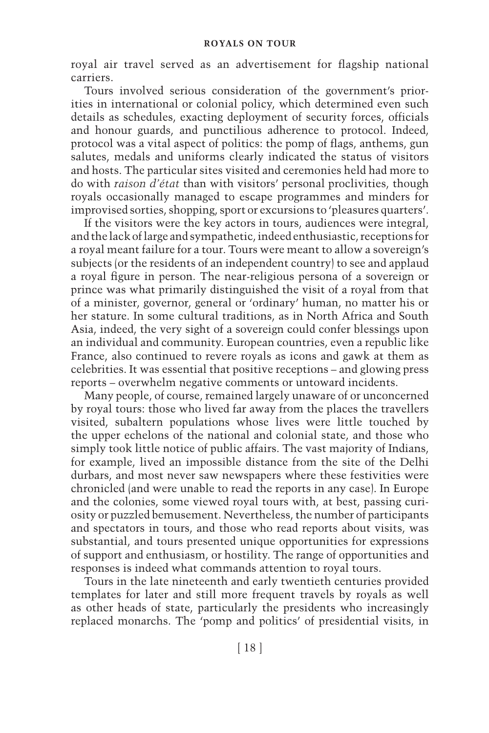royal air travel served as an advertisement for flagship national carriers.

Tours involved serious consideration of the government's priorities in international or colonial policy, which determined even such details as schedules, exacting deployment of security forces, officials and honour guards, and punctilious adherence to protocol. Indeed, protocol was a vital aspect of politics: the pomp of flags, anthems, gun salutes, medals and uniforms clearly indicated the status of visitors and hosts. The particular sites visited and ceremonies held had more to do with *raison d'état* than with visitors' personal proclivities, though royals occasionally managed to escape programmes and minders for improvised sorties, shopping, sport or excursions to 'pleasures quarters'.

If the visitors were the key actors in tours, audiences were integral, and the lack of large and sympathetic, indeed enthusiastic, receptions for a royal meant failure for a tour. Tours were meant to allow a sovereign's subjects (or the residents of an independent country) to see and applaud a royal figure in person. The near-religious persona of a sovereign or prince was what primarily distinguished the visit of a royal from that of a minister, governor, general or 'ordinary' human, no matter his or her stature. In some cultural traditions, as in North Africa and South Asia, indeed, the very sight of a sovereign could confer blessings upon an individual and community. European countries, even a republic like France, also continued to revere royals as icons and gawk at them as celebrities. It was essential that positive receptions – and glowing press reports – overwhelm negative comments or untoward incidents.

Many people, of course, remained largely unaware of or unconcerned by royal tours: those who lived far away from the places the travellers visited, subaltern populations whose lives were little touched by the upper echelons of the national and colonial state, and those who simply took little notice of public affairs. The vast majority of Indians, for example, lived an impossible distance from the site of the Delhi durbars, and most never saw newspapers where these festivities were chronicled (and were unable to read the reports in any case). In Europe and the colonies, some viewed royal tours with, at best, passing curiosity or puzzled bemusement. Nevertheless, the number of participants and spectators in tours, and those who read reports about visits, was substantial, and tours presented unique opportunities for expressions of support and enthusiasm, or hostility. The range of opportunities and responses is indeed what commands attention to royal tours.

Tours in the late nineteenth and early twentieth centuries provided templates for later and still more frequent travels by royals as well as other heads of state, particularly the presidents who increasingly replaced monarchs. The 'pomp and politics' of presidential visits, in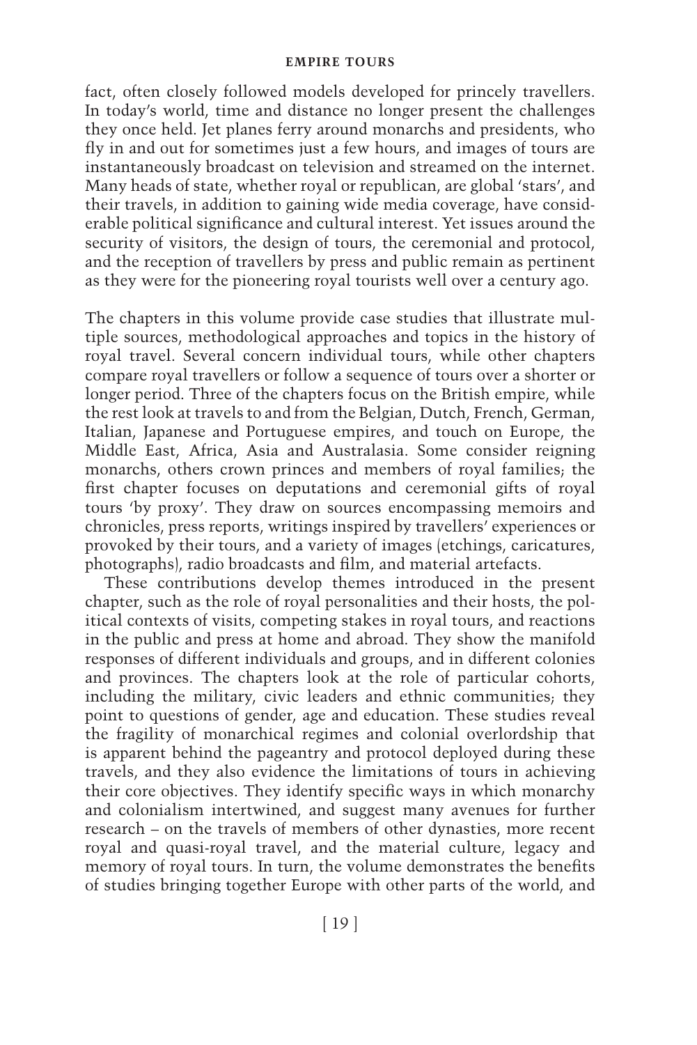fact, often closely followed models developed for princely travellers. In today's world, time and distance no longer present the challenges they once held. Jet planes ferry around monarchs and presidents, who fly in and out for sometimes just a few hours, and images of tours are instantaneously broadcast on television and streamed on the internet. Many heads of state, whether royal or republican, are global 'stars', and their travels, in addition to gaining wide media coverage, have considerable political significance and cultural interest. Yet issues around the security of visitors, the design of tours, the ceremonial and protocol, and the reception of travellers by press and public remain as pertinent as they were for the pioneering royal tourists well over a century ago.

The chapters in this volume provide case studies that illustrate multiple sources, methodological approaches and topics in the history of royal travel. Several concern individual tours, while other chapters compare royal travellers or follow a sequence of tours over a shorter or longer period. Three of the chapters focus on the British empire, while the rest look at travels to and from the Belgian, Dutch, French, German, Italian, Japanese and Portuguese empires, and touch on Europe, the Middle East, Africa, Asia and Australasia. Some consider reigning monarchs, others crown princes and members of royal families; the first chapter focuses on deputations and ceremonial gifts of royal tours 'by proxy'. They draw on sources encompassing memoirs and chronicles, press reports, writings inspired by travellers' experiences or provoked by their tours, and a variety of images (etchings, caricatures, photographs), radio broadcasts and film, and material artefacts.

These contributions develop themes introduced in the present chapter, such as the role of royal personalities and their hosts, the political contexts of visits, competing stakes in royal tours, and reactions in the public and press at home and abroad. They show the manifold responses of different individuals and groups, and in different colonies and provinces. The chapters look at the role of particular cohorts, including the military, civic leaders and ethnic communities; they point to questions of gender, age and education. These studies reveal the fragility of monarchical regimes and colonial overlordship that is apparent behind the pageantry and protocol deployed during these travels, and they also evidence the limitations of tours in achieving their core objectives. They identify specific ways in which monarchy and colonialism intertwined, and suggest many avenues for further research – on the travels of members of other dynasties, more recent royal and quasi-royal travel, and the material culture, legacy and memory of royal tours. In turn, the volume demonstrates the benefits of studies bringing together Europe with other parts of the world, and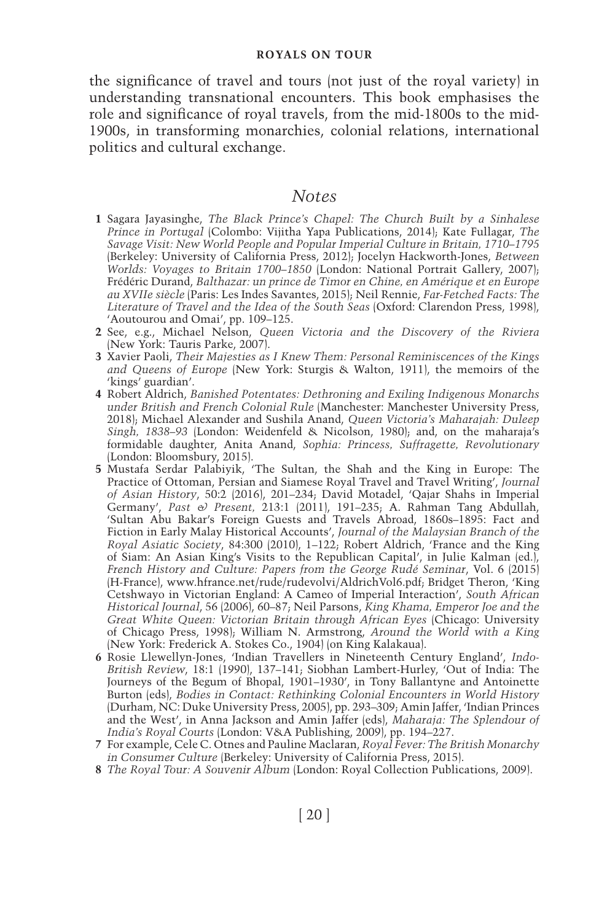the significance of travel and tours (not just of the royal variety) in understanding transnational encounters. This book emphasises the role and significance of royal travels, from the mid-1800s to the mid-1900s, in transforming monarchies, colonial relations, international politics and cultural exchange.

## *Notes*

**1** Sagara Jayasinghe, *The Black Prince's Chapel: The Church Built by a Sinhalese Prince in Portugal* (Colombo: Vijitha Yapa Publications, 2014); Kate Fullagar, *The Savage Visit: New World People and Popular Imperial Culture in Britain, 1710–1795* (Berkeley: University of California Press, 2012); Jocelyn Hackworth-Jones, *Between Worlds: Voyages to Britain 1700–1850* (London: National Portrait Gallery, 2007); Frédéric Durand, *Balthazar: un prince de Timor en Chine, en Amérique et en Europe au XVIIe siècle* (Paris: Les Indes Savantes, 2015); Neil Rennie, *Far-Fetched Facts: The Literature of Travel and the Idea of the South Seas* (Oxford: Clarendon Press, 1998), 'Aoutourou and Omai', pp. 109–125.

**2** See, e.g., Michael Nelson, *Queen Victoria and the Discovery of the Riviera* (New York: Tauris Parke, 2007).

**3** Xavier Paoli, *Their Majesties as I Knew Them: Personal Reminiscences of the Kings and Queens of Europe* (New York: Sturgis & Walton, 1911), the memoirs of the 'kings' guardian'.

**4** Robert Aldrich, *Banished Potentates: Dethroning and Exiling Indigenous Monarchs under British and French Colonial Rule* (Manchester: Manchester University Press, 2018); Michael Alexander and Sushila Anand, *Queen Victoria's Maharajah: Duleep Singh, 1838–93* (London: Weidenfeld & Nicolson, 1980); and, on the maharaja's formidable daughter, Anita Anand, *Sophia: Princess, Suffragette, Revolutionary* (London: Bloomsbury, 2015).

**5** Mustafa Serdar Palabiyik, 'The Sultan, the Shah and the King in Europe: The Practice of Ottoman, Persian and Siamese Royal Travel and Travel Writing', *Journal of Asian History*, 50:2 (2016), 201–234; David Motadel, 'Qajar Shahs in Imperial Germany', *Past & Present*, 213:1 (2011), 191–235; A. Rahman Tang Abdullah, 'Sultan Abu Bakar's Foreign Guests and Travels Abroad, 1860s–1895: Fact and Fiction in Early Malay Historical Accounts', *Journal of the Malaysian Branch of the Royal Asiatic Society*, 84:300 (2010), 1–122; Robert Aldrich, 'France and the King of Siam: An Asian King's Visits to the Republican Capital', in Julie Kalman (ed.), *French History and Culture: Papers from the George Rudé Seminar*, Vol. 6 (2015) (H-France), www.hfrance.net/rude/rudevolvi/AldrichVol6.pdf; Bridget Theron, 'King Cetshwayo in Victorian England: A Cameo of Imperial Interaction', *South African Historical Journal*, 56 (2006), 60–87; Neil Parsons, *King Khama, Emperor Joe and the Great White Queen: Victorian Britain through African Eyes* (Chicago: University of Chicago Press, 1998); William N. Armstrong, *Around the World with a King* (New York: Frederick A. Stokes Co., 1904) (on King Kalakaua).

**6** Rosie Llewellyn-Jones, 'Indian Travellers in Nineteenth Century England', *Indo-British Review*, 18:1 (1990), 137–141; Siobhan Lambert-Hurley, 'Out of India: The Journeys of the Begum of Bhopal, 1901–1930', in Tony Ballantyne and Antoinette Burton (eds), *Bodies in Contact: Rethinking Colonial Encounters in World History* (Durham, NC: Duke University Press, 2005), pp. 293–309; Amin Jaffer, 'Indian Princes and the West', in Anna Jackson and Amin Jaffer (eds), *Maharaja: The Splendour of India's Royal Courts* (London: V&A Publishing, 2009), pp. 194–227.

**7** For example, Cele C. Otnes and Pauline Maclaran, *Royal Fever: The British Monarchy in Consumer Culture* (Berkeley: University of California Press, 2015).

**8** *The Royal Tour: A Souvenir Album* (London: Royal Collection Publications, 2009).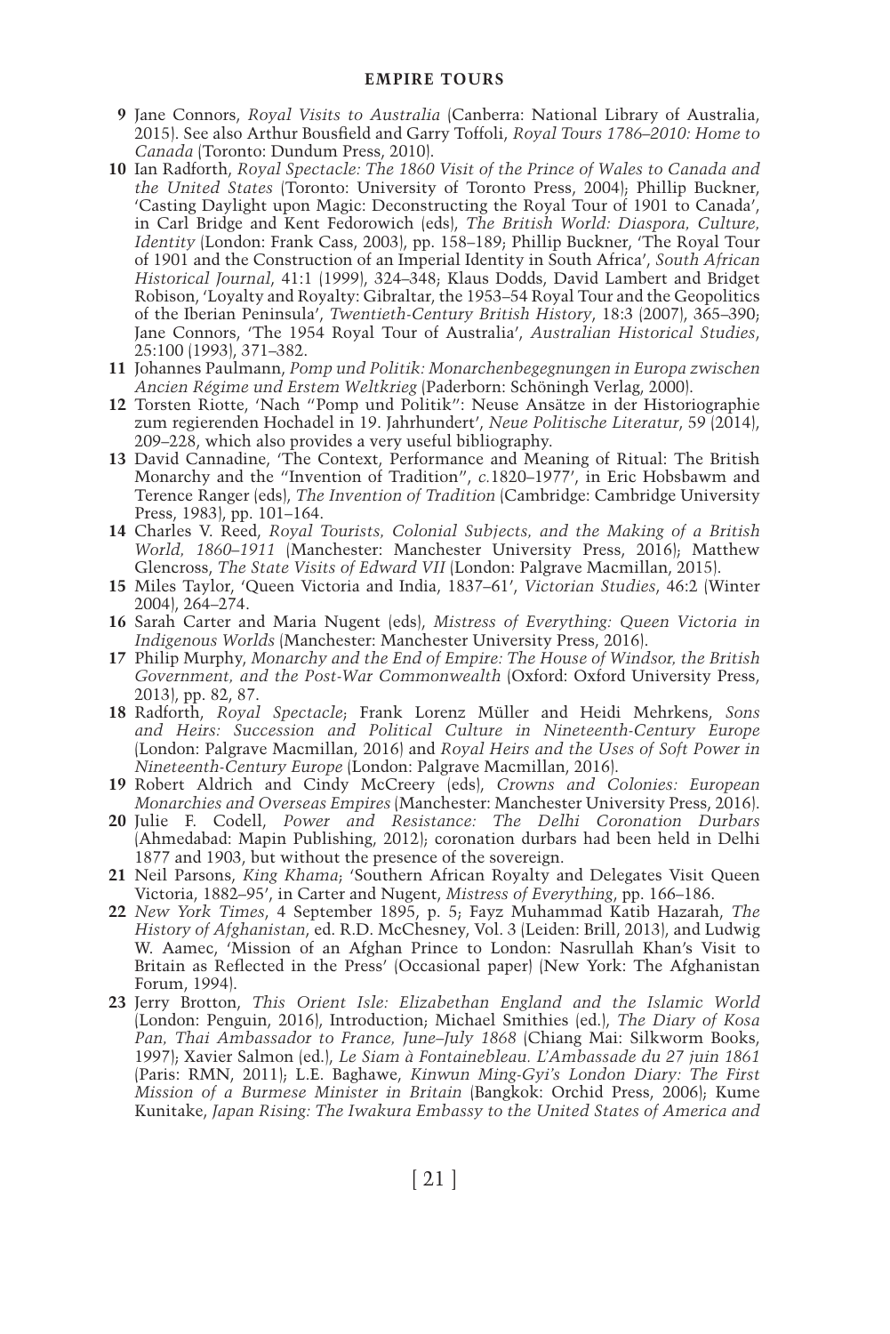9 Jane Connors, *Royal Visits to Australia* (Canberra: National Library of Australia, 2015). See also Arthur Bousfield and Garry Toffoli, *Royal Tours 1786–2010: Home to Canada* (Toronto: Dundum Press, 2010).

10 Ian Radforth, *Royal Spectacle: The 1860 Visit of the Prince of Wales to Canada and the United States* (Toronto: University of Toronto Press, 2004); Phillip Buckner, 'Casting Daylight upon Magic: Deconstructing the Royal Tour of 1901 to Canada', in Carl Bridge and Kent Fedorowich (eds), *The British World: Diaspora, Culture, Identity* (London: Frank Cass, 2003), pp. 158–189; Phillip Buckner, 'The Royal Tour of 1901 and the Construction of an Imperial Identity in South Africa', *South African Historical Journal*, 41:1 (1999), 324–348; Klaus Dodds, David Lambert and Bridget Robison, 'Loyalty and Royalty: Gibraltar, the 1953–54 Royal Tour and the Geopolitics of the Iberian Peninsula', *Twentieth-Century British History*, 18:3 (2007), 365–390; Jane Connors, 'The 1954 Royal Tour of Australia', *Australian Historical Studies*, 25:100 (1993), 371–382.

11 Johannes Paulmann, *Pomp und Politik: Monarchenbegegnungen in Europa zwischen Ancien Régime und Erstem Weltkrieg* (Paderborn: Schöningh Verlag, 2000).

12 Torsten Riotte, 'Nach "Pomp und Politik": Neuse Ansätze in der Historiographie zum regierenden Hochadel in 19. Jahrhundert', *Neue Politische Literatur*, 59 (2014), 209–228, which also provides a very useful bibliography.

13 David Cannadine, 'The Context, Performance and Meaning of Ritual: The British Monarchy and the "Invention of Tradition", *c.*1820–1977', in Eric Hobsbawm and Terence Ranger (eds), *The Invention of Tradition* (Cambridge: Cambridge University Press, 1983), pp. 101–164.

14 Charles V. Reed, *Royal Tourists, Colonial Subjects, and the Making of a British World, 1860–1911* (Manchester: Manchester University Press, 2016); Matthew Glencross, *The State Visits of Edward VII* (London: Palgrave Macmillan, 2015).

15 Miles Taylor, 'Queen Victoria and India, 1837–61', *Victorian Studies*, 46:2 (Winter 2004), 264–274.

16 Sarah Carter and Maria Nugent (eds), *Mistress of Everything: Queen Victoria in Indigenous Worlds* (Manchester: Manchester University Press, 2016).

17 Philip Murphy, *Monarchy and the End of Empire: The House of Windsor, the British Government, and the Post-War Commonwealth* (Oxford: Oxford University Press, 2013), pp. 82, 87.

18 Radforth, *Royal Spectacle*; Frank Lorenz Müller and Heidi Mehrkens, *Sons and Heirs: Succession and Political Culture in Nineteenth-Century Europe* (London: Palgrave Macmillan, 2016) and *Royal Heirs and the Uses of Soft Power in Nineteenth-Century Europe* (London: Palgrave Macmillan, 2016).

19 Robert Aldrich and Cindy McCreery (eds), *Crowns and Colonies: European Monarchies and Overseas Empires* (Manchester: Manchester University Press, 2016).

20 Julie F. Codell, *Power and Resistance: The Delhi Coronation Durbars* (Ahmedabad: Mapin Publishing, 2012); coronation durbars had been held in Delhi 1877 and 1903, but without the presence of the sovereign.

21 Neil Parsons, *King Khama*; 'Southern African Royalty and Delegates Visit Queen Victoria, 1882–95', in Carter and Nugent, *Mistress of Everything*, pp. 166–186.

22 *New York Times*, 4 September 1895, p. 5; Fayz Muhammad Katib Hazarah, *The History of Afghanistan*, ed. R.D. McChesney, Vol. 3 (Leiden: Brill, 2013), and Ludwig W. Aamec, 'Mission of an Afghan Prince to London: Nasrullah Khan's Visit to Britain as Reflected in the Press' (Occasional paper) (New York: The Afghanistan Forum, 1994).

23 Jerry Brotton, *This Orient Isle: Elizabethan England and the Islamic World* (London: Penguin, 2016), Introduction; Michael Smithies (ed.), *The Diary of Kosa Pan, Thai Ambassador to France, June–July 1868* (Chiang Mai: Silkworm Books, 1997); Xavier Salmon (ed.), *Le Siam à Fontainebleau. L'Ambassade du 27 juin 1861* (Paris: RMN, 2011); L.E. Baghawe, *Kinwun Ming-Gyi's London Diary: The First Mission of a Burmese Minister in Britain* (Bangkok: Orchid Press, 2006); Kume Kunitake, *Japan Rising: The Iwakura Embassy to the United States of America and*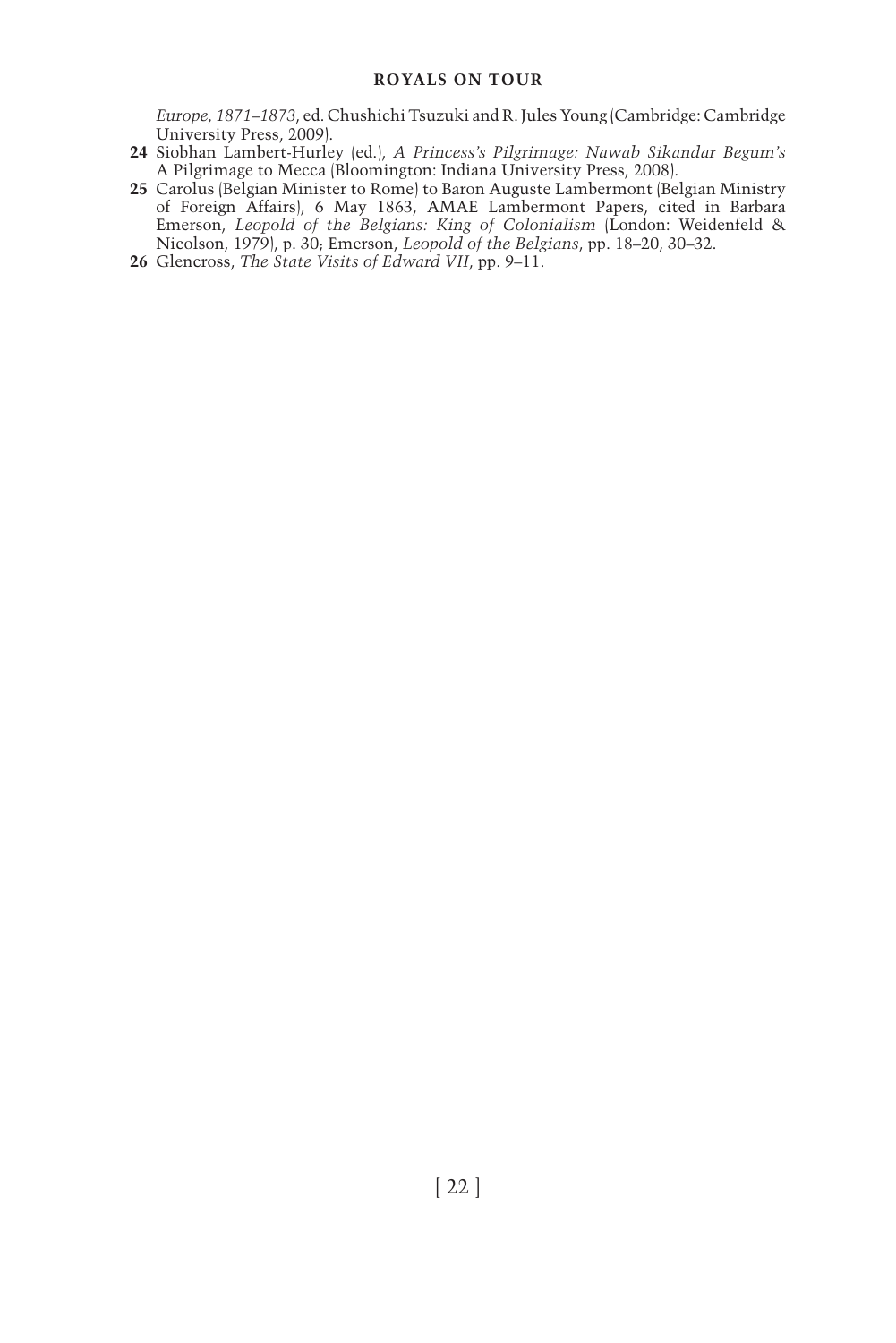*Europe, 1871–1873*, ed. Chushichi Tsuzuki and R. Jules Young (Cambridge: Cambridge University Press, 2009).

**24** Siobhan Lambert-Hurley (ed.), *A Princess's Pilgrimage: Nawab Sikandar Begum's* A Pilgrimage to Mecca (Bloomington: Indiana University Press, 2008).

**25** Carolus (Belgian Minister to Rome) to Baron Auguste Lambermont (Belgian Ministry of Foreign Affairs), 6 May 1863, AMAE Lambermont Papers, cited in Barbara Emerson, *Leopold of the Belgians: King of Colonialism* (London: Weidenfeld & Nicolson, 1979), p. 30; Emerson, *Leopold of the Belgians*, pp. 18–20, 30–32.

**26** Glencross, *The State Visits of Edward VII*, pp. 9–11.